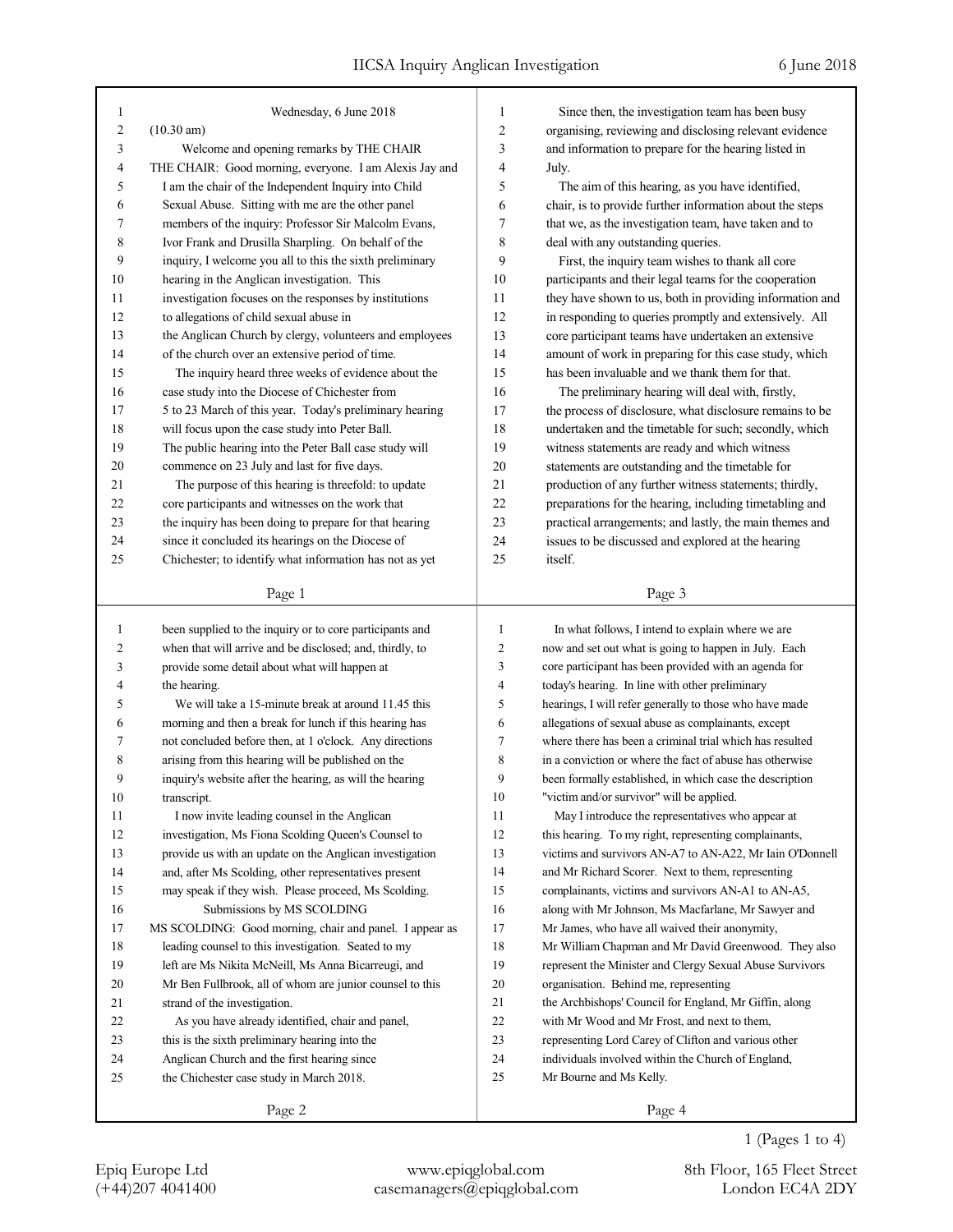Wednesday, 6 June 2018

(10.30 am)

Welcome and opening remarks by THE CHAIR

THE CHAIR: Good morning, everyone. I am Alexis Jay and I am the chair of the Independent Inquiry into Child Sexual Abuse. Sitting with me are the other panel members of the inquiry: Professor Sir Malcolm Evans, Ivor Frank and Drusilla Sharpling. On behalf of the inquiry, I welcome you all to this the sixth preliminary hearing in the Anglican investigation. This investigation focuses on the responses by institutions to allegations of child sexual abuse in the Anglican Church by clergy, volunteers and employees of the church over an extensive period of time.

The inquiry heard three weeks of evidence about the case study into the Diocese of Chichester from 5 to 23 March of this year. Today's preliminary hearing will focus upon the case study into Peter Ball. The public hearing into the Peter Ball case study will commence on 23 July and last for five days.

The purpose of this hearing is threefold: to update core participants and witnesses on the work that the inquiry has been doing to prepare for that hearing since it concluded its hearings on the Diocese of Chichester; to identify what information has not as yet been supplied to the inquiry or to core participants and when that will arrive and be disclosed; and, thirdly, to provide some detail about what will happen at the hearing.

We will take a 15-minute break at around 11.45 this morning and then a break for lunch if this hearing has not concluded before then, at 1 o'clock. Any directions arising from this hearing will be published on the inquiry's website after the hearing, as will the hearing transcript.

I now invite leading counsel in the Anglican investigation, Ms Fiona Scolding Queen's Counsel to provide us with an update on the Anglican investigation and, after Ms Scolding, other representatives present may speak if they wish. Please proceed, Ms Scolding.

Submissions by MS SCOLDING

MS SCOLDING: Good morning, chair and panel. I appear as leading counsel to this investigation. Seated to my left are Ms Nikita McNeill, Ms Anna Bicarreugi, and Mr Ben Fullbrook, all of whom are junior counsel to this strand of the investigation.

As you have already identified, chair and panel, this is the sixth preliminary hearing into the Anglican Church and the first hearing since the Chichester case study in March 2018.

Since then, the investigation team has been busy organising, reviewing and disclosing relevant evidence and information to prepare for the hearing listed in July.

The aim of this hearing, as you have identified, chair, is to provide further information about the steps that we, as the investigation team, have taken and to deal with any outstanding queries.

First, the inquiry team wishes to thank all core participants and their legal teams for the cooperation they have shown to us, both in providing information and in responding to queries promptly and extensively. All core participant teams have undertaken an extensive amount of work in preparing for this case study, which has been invaluable and we thank them for that.

The preliminary hearing will deal with, firstly, the process of disclosure, what disclosure remains to be undertaken and the timetable for such; secondly, which witness statements are ready and which witness statements are outstanding and the timetable for production of any further witness statements; thirdly, preparations for the hearing, including timetabling and practical arrangements; and lastly, the main themes and issues to be discussed and explored at the hearing itself.

In what follows, I intend to explain where we are now and set out what is going to happen in July. Each core participant has been provided with an agenda for today's hearing. In line with other preliminary hearings, I will refer generally to those who have made allegations of sexual abuse as complainants, except where there has been a criminal trial which has resulted in a conviction or where the fact of abuse has otherwise been formally established, in which case the description "victim and/or survivor" will be applied.

May I introduce the representatives who appear at this hearing. To my right, representing complainants, victims and survivors AN-A7 to AN-A22, Mr Iain O'Donnell and Mr Richard Scorer. Next to them, representing complainants, victims and survivors AN-A1 to AN-A5, along with Mr Johnson, Ms Macfarlane, Mr Sawyer and Mr James, who have all waived their anonymity, Mr William Chapman and Mr David Greenwood. They also represent the Minister and Clergy Sexual Abuse Survivors organisation. Behind me, representing the Archbishops' Council for England, Mr Giffin, along with Mr Wood and Mr Frost, and next to them, representing Lord Carey of Clifton and various other individuals involved within the Church of England, Mr Bourne and Ms Kelly.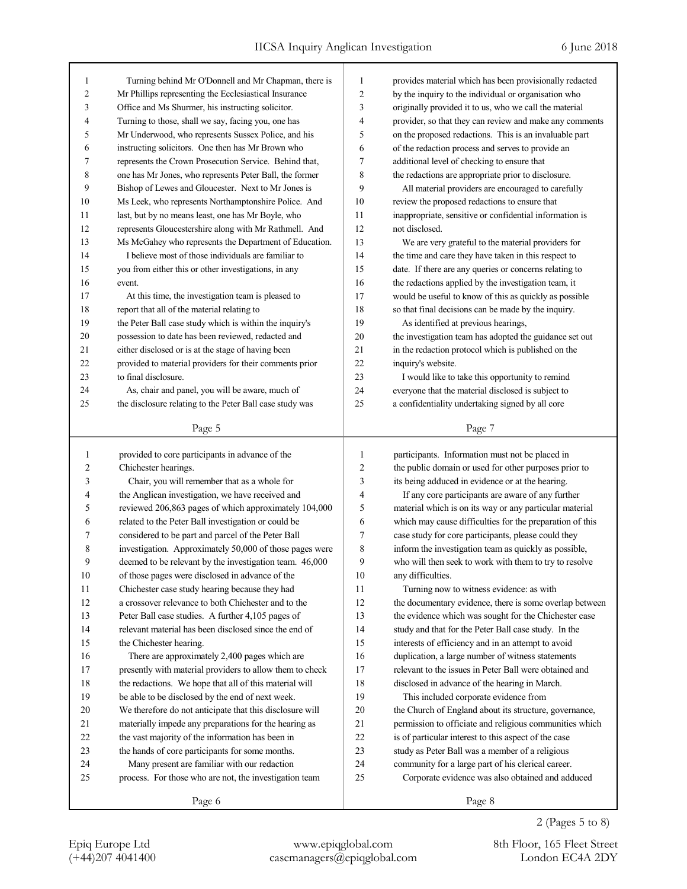Turning behind Mr O'Donnell and Mr Chapman, there is Mr Phillips representing the Ecclesiastical Insurance Office and Ms Shurmer, his instructing solicitor. Turning to those, shall we say, facing you, one has Mr Underwood, who represents Sussex Police, and his instructing solicitors. One then has Mr Brown who represents the Crown Prosecution Service. Behind that, one has Mr Jones, who represents Peter Ball, the former Bishop of Lewes and Gloucester. Next to Mr Jones is Ms Leek, who represents Northamptonshire Police. And last, but by no means least, one has Mr Boyle, who represents Gloucestershire along with Mr Rathmell. And Ms McGahey who represents the Department of Education.

I believe most of those individuals are familiar to you from either this or other investigations, in any event.

At this time, the investigation team is pleased to report that all of the material relating to the Peter Ball case study which is within the inquiry's possession to date has been reviewed, redacted and either disclosed or is at the stage of having been provided to material providers for their comments prior to final disclosure.

As, chair and panel, you will be aware, much of the disclosure relating to the Peter Ball case study was provided to core participants in advance of the Chichester hearings.

Chair, you will remember that as a whole for the Anglican investigation, we have received and reviewed 206,863 pages of which approximately 104,000 related to the Peter Ball investigation or could be considered to be part and parcel of the Peter Ball investigation. Approximately 50,000 of those pages were deemed to be relevant by the investigation team. 46,000 of those pages were disclosed in advance of the Chichester case study hearing because they had a crossover relevance to both Chichester and to the Peter Ball case studies. A further 4,105 pages of relevant material has been disclosed since the end of the Chichester hearing.

There are approximately 2,400 pages which are presently with material providers to allow them to check the redactions. We hope that all of this material will be able to be disclosed by the end of next week. We therefore do not anticipate that this disclosure will materially impede any preparations for the hearing as the vast majority of the information has been in the hands of core participants for some months.

Many present are familiar with our redaction process. For those who are not, the investigation team provides material which has been provisionally redacted by the inquiry to the individual or organisation who originally provided it to us, who we call the material provider, so that they can review and make any comments on the proposed redactions. This is an invaluable part of the redaction process and serves to provide an additional level of checking to ensure that the redactions are appropriate prior to disclosure.

All material providers are encouraged to carefully review the proposed redactions to ensure that inappropriate, sensitive or confidential information is not disclosed.

We are very grateful to the material providers for the time and care they have taken in this respect to date. If there are any queries or concerns relating to the redactions applied by the investigation team, it would be useful to know of this as quickly as possible so that final decisions can be made by the inquiry.

As identified at previous hearings, the investigation team has adopted the guidance set out in the redaction protocol which is published on the inquiry's website.

I would like to take this opportunity to remind everyone that the material disclosed is subject to a confidentiality undertaking signed by all core participants. Information must not be placed in the public domain or used for other purposes prior to its being adduced in evidence or at the hearing.

If any core participants are aware of any further material which is on its way or any particular material which may cause difficulties for the preparation of this case study for core participants, please could they inform the investigation team as quickly as possible, who will then seek to work with them to try to resolve any difficulties.

Turning now to witness evidence: as with the documentary evidence, there is some overlap between the evidence which was sought for the Chichester case study and that for the Peter Ball case study. In the interests of efficiency and in an attempt to avoid duplication, a large number of witness statements relevant to the issues in Peter Ball were obtained and disclosed in advance of the hearing in March.

This included corporate evidence from the Church of England about its structure, governance, permission to officiate and religious communities which is of particular interest to this aspect of the case study as Peter Ball was a member of a religious community for a large part of his clerical career.

Corporate evidence was also obtained and adduced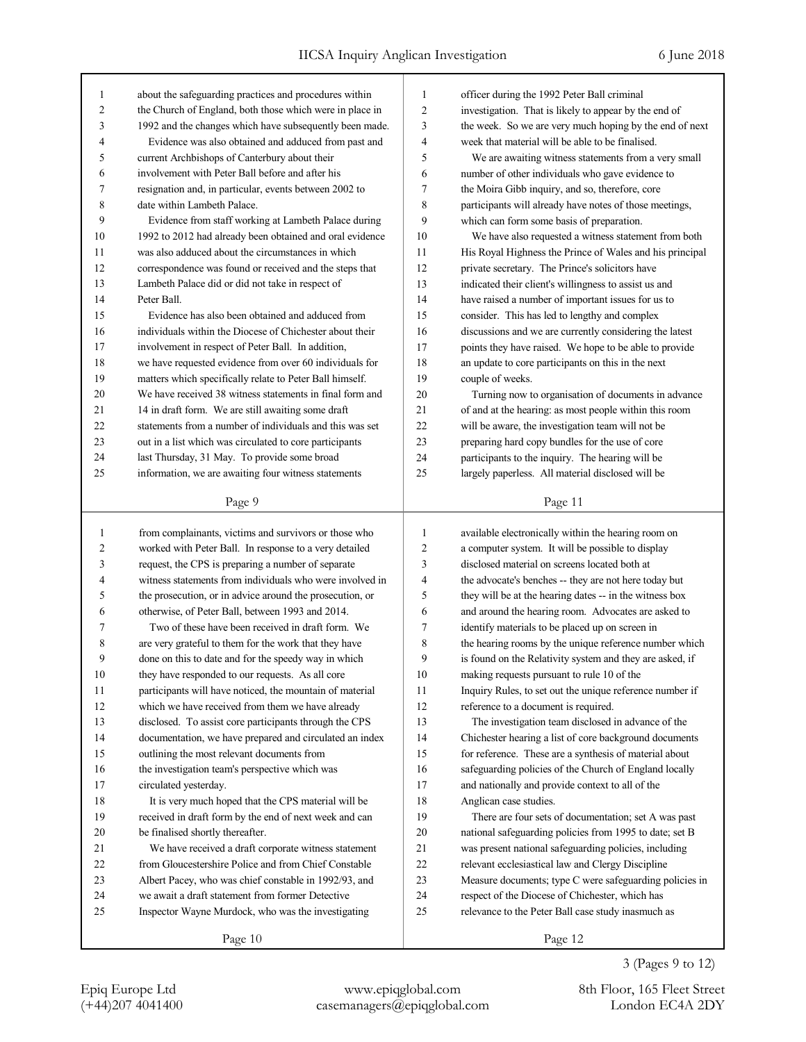about the safeguarding practices and procedures within the Church of England, both those which were in place in 1992 and the changes which have subsequently been made.

Evidence was also obtained and adduced from past and current Archbishops of Canterbury about their involvement with Peter Ball before and after his resignation and, in particular, events between 2002 to date within Lambeth Palace.

Evidence from staff working at Lambeth Palace during 1992 to 2012 had already been obtained and oral evidence was also adduced about the circumstances in which correspondence was found or received and the steps that Lambeth Palace did or did not take in respect of Peter Ball.

Evidence has also been obtained and adduced from individuals within the Diocese of Chichester about their involvement in respect of Peter Ball. In addition, we have requested evidence from over 60 individuals for matters which specifically relate to Peter Ball himself. We have received 38 witness statements in final form and 14 in draft form. We are still awaiting some draft statements from a number of individuals and this was set out in a list which was circulated to core participants last Thursday, 31 May. To provide some broad information, we are awaiting four witness statements from complainants, victims and survivors or those who worked with Peter Ball. In response to a very detailed request, the CPS is preparing a number of separate witness statements from individuals who were involved in the prosecution, or in advice around the prosecution, or otherwise, of Peter Ball, between 1993 and 2014.

Two of these have been received in draft form. We are very grateful to them for the work that they have done on this to date and for the speedy way in which they have responded to our requests. As all core participants will have noticed, the mountain of material which we have received from them we have already disclosed. To assist core participants through the CPS documentation, we have prepared and circulated an index outlining the most relevant documents from the investigation team's perspective which was circulated yesterday.

It is very much hoped that the CPS material will be received in draft form by the end of next week and can be finalised shortly thereafter.

We have received a draft corporate witness statement from Gloucestershire Police and from Chief Constable Albert Pacey, who was chief constable in 1992/93, and we await a draft statement from former Detective Inspector Wayne Murdock, who was the investigating officer during the 1992 Peter Ball criminal investigation. That is likely to appear by the end of the week. So we are very much hoping by the end of next week that material will be able to be finalised.

We are awaiting witness statements from a very small number of other individuals who gave evidence to the Moira Gibb inquiry, and so, therefore, core participants will already have notes of those meetings, which can form some basis of preparation.

We have also requested a witness statement from both His Royal Highness the Prince of Wales and his principal private secretary. The Prince's solicitors have indicated their client's willingness to assist us and have raised a number of important issues for us to consider. This has led to lengthy and complex discussions and we are currently considering the latest points they have raised. We hope to be able to provide an update to core participants on this in the next couple of weeks.

Turning now to organisation of documents in advance of and at the hearing: as most people within this room will be aware, the investigation team will not be preparing hard copy bundles for the use of core participants to the inquiry. The hearing will be largely paperless. All material disclosed will be available electronically within the hearing room on a computer system. It will be possible to display disclosed material on screens located both at the advocate's benches -- they are not here today but they will be at the hearing dates -- in the witness box and around the hearing room. Advocates are asked to identify materials to be placed up on screen in the hearing rooms by the unique reference number which is found on the Relativity system and they are asked, if making requests pursuant to rule 10 of the Inquiry Rules, to set out the unique reference number if reference to a document is required.

The investigation team disclosed in advance of the Chichester hearing a list of core background documents for reference. These are a synthesis of material about safeguarding policies of the Church of England locally and nationally and provide context to all of the Anglican case studies.

There are four sets of documentation; set A was past national safeguarding policies from 1995 to date; set B was present national safeguarding policies, including relevant ecclesiastical law and Clergy Discipline Measure documents; type C were safeguarding policies in respect of the Diocese of Chichester, which has relevance to the Peter Ball case study inasmuch as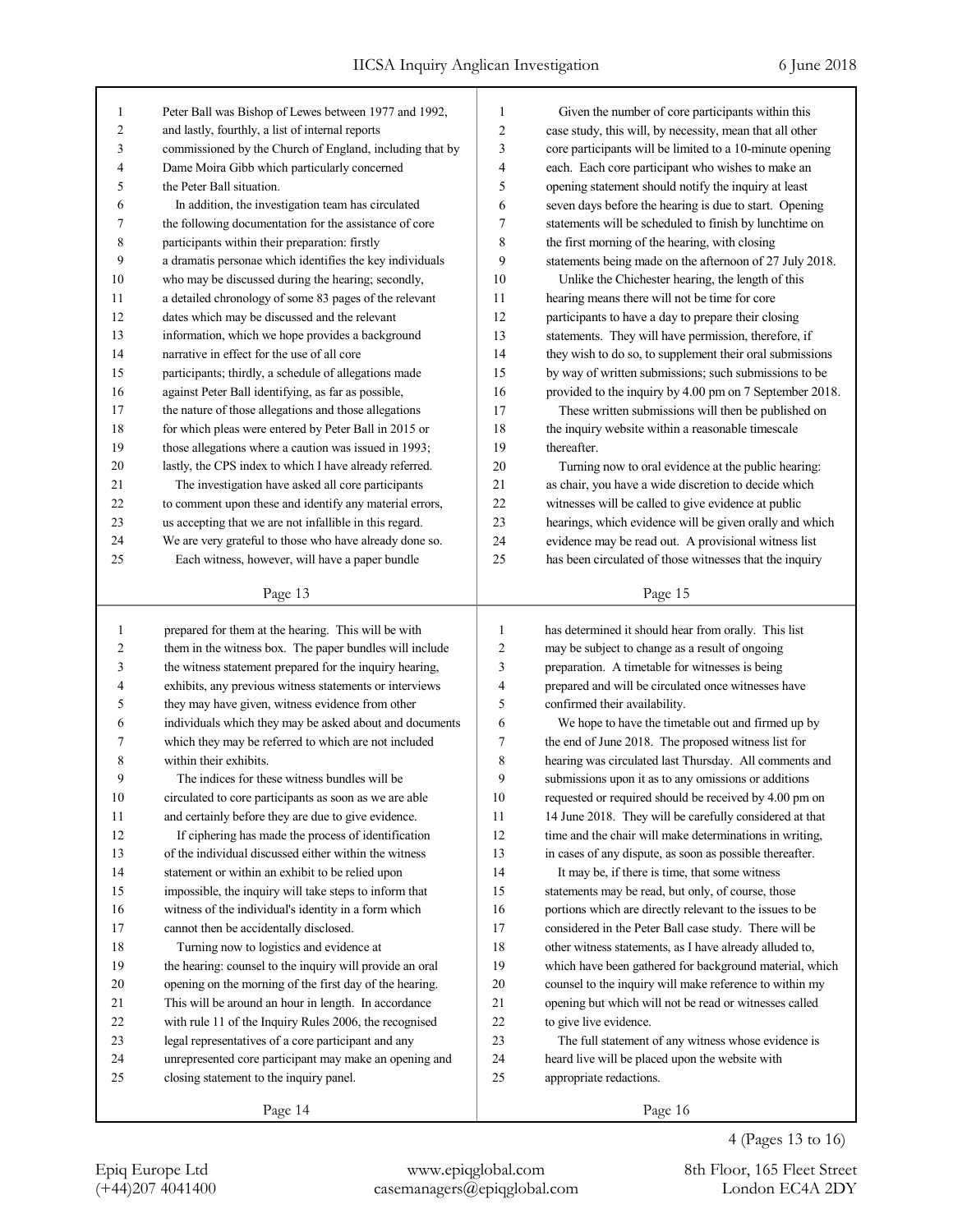Peter Ball was Bishop of Lewes between 1977 and 1992, and lastly, fourthly, a list of internal reports commissioned by the Church of England, including that by Dame Moira Gibb which particularly concerned the Peter Ball situation.

In addition, the investigation team has circulated the following documentation for the assistance of core participants within their preparation: firstly a dramatis personae which identifies the key individuals who may be discussed during the hearing; secondly, a detailed chronology of some 83 pages of the relevant dates which may be discussed and the relevant information, which we hope provides a background narrative in effect for the use of all core participants; thirdly, a schedule of allegations made against Peter Ball identifying, as far as possible, the nature of those allegations and those allegations for which pleas were entered by Peter Ball in 2015 or those allegations where a caution was issued in 1993; lastly, the CPS index to which I have already referred.

The investigation have asked all core participants to comment upon these and identify any material errors, us accepting that we are not infallible in this regard. We are very grateful to those who have already done so.

Each witness, however, will have a paper bundle prepared for them at the hearing. This will be with them in the witness box. The paper bundles will include the witness statement prepared for the inquiry hearing, exhibits, any previous witness statements or interviews they may have given, witness evidence from other individuals which they may be asked about and documents which they may be referred to which are not included within their exhibits.

The indices for these witness bundles will be circulated to core participants as soon as we are able and certainly before they are due to give evidence.

If ciphering has made the process of identification of the individual discussed either within the witness statement or within an exhibit to be relied upon impossible, the inquiry will take steps to inform that witness of the individual's identity in a form which cannot then be accidentally disclosed.

Turning now to logistics and evidence at the hearing: counsel to the inquiry will provide an oral opening on the morning of the first day of the hearing. This will be around an hour in length. In accordance with rule 11 of the Inquiry Rules 2006, the recognised legal representatives of a core participant and any unrepresented core participant may make an opening and closing statement to the inquiry panel.

Given the number of core participants within this case study, this will, by necessity, mean that all other core participants will be limited to a 10-minute opening each. Each core participant who wishes to make an opening statement should notify the inquiry at least seven days before the hearing is due to start. Opening statements will be scheduled to finish by lunchtime on the first morning of the hearing, with closing statements being made on the afternoon of 27 July 2018.

Unlike the Chichester hearing, the length of this hearing means there will not be time for core participants to have a day to prepare their closing statements. They will have permission, therefore, if they wish to do so, to supplement their oral submissions by way of written submissions; such submissions to be provided to the inquiry by 4.00 pm on 7 September 2018.

These written submissions will then be published on the inquiry website within a reasonable timescale thereafter.

Turning now to oral evidence at the public hearing: as chair, you have a wide discretion to decide which witnesses will be called to give evidence at public hearings, which evidence will be given orally and which evidence may be read out. A provisional witness list has been circulated of those witnesses that the inquiry has determined it should hear from orally. This list may be subject to change as a result of ongoing preparation. A timetable for witnesses is being prepared and will be circulated once witnesses have confirmed their availability.

We hope to have the timetable out and firmed up by the end of June 2018. The proposed witness list for hearing was circulated last Thursday. All comments and submissions upon it as to any omissions or additions requested or required should be received by 4.00 pm on 14 June 2018. They will be carefully considered at that time and the chair will make determinations in writing, in cases of any dispute, as soon as possible thereafter.

It may be, if there is time, that some witness statements may be read, but only, of course, those portions which are directly relevant to the issues to be considered in the Peter Ball case study. There will be other witness statements, as I have already alluded to, which have been gathered for background material, which counsel to the inquiry will make reference to within my opening but which will not be read or witnesses called to give live evidence.

The full statement of any witness whose evidence is heard live will be placed upon the website with appropriate redactions.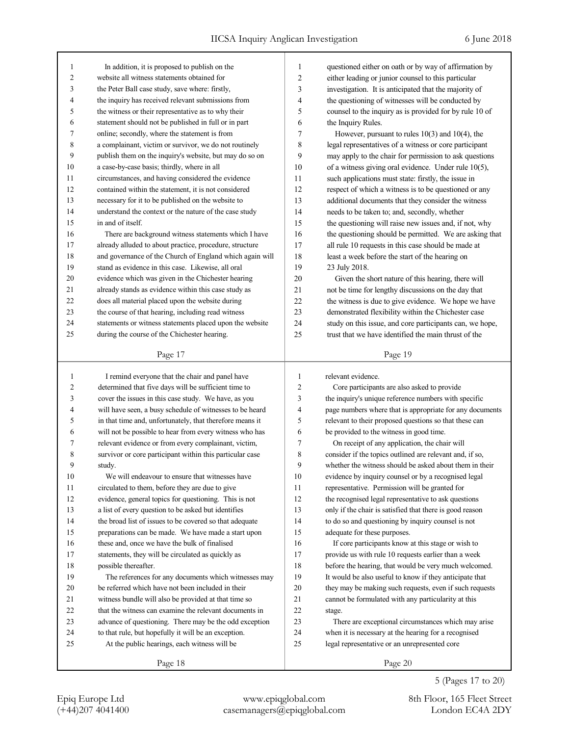In addition, it is proposed to publish on the website all witness statements obtained for the Peter Ball case study, save where: firstly, the inquiry has received relevant submissions from the witness or their representative as to why their statement should not be published in full or in part online; secondly, where the statement is from a complainant, victim or survivor, we do not routinely publish them on the inquiry's website, but may do so on a case-by-case basis; thirdly, where in all circumstances, and having considered the evidence contained within the statement, it is not considered necessary for it to be published on the website to understand the context or the nature of the case study in and of itself.

There are background witness statements which I have already alluded to about practice, procedure, structure and governance of the Church of England which again will stand as evidence in this case. Likewise, all oral evidence which was given in the Chichester hearing already stands as evidence within this case study as does all material placed upon the website during the course of that hearing, including read witness statements or witness statements placed upon the website during the course of the Chichester hearing.

I remind everyone that the chair and panel have determined that five days will be sufficient time to cover the issues in this case study. We have, as you will have seen, a busy schedule of witnesses to be heard in that time and, unfortunately, that therefore means it will not be possible to hear from every witness who has relevant evidence or from every complainant, victim, survivor or core participant within this particular case study.

We will endeavour to ensure that witnesses have circulated to them, before they are due to give evidence, general topics for questioning. This is not a list of every question to be asked but identifies the broad list of issues to be covered so that adequate preparations can be made. We have made a start upon these and, once we have the bulk of finalised statements, they will be circulated as quickly as possible thereafter.

The references for any documents which witnesses may be referred which have not been included in their witness bundle will also be provided at that time so that the witness can examine the relevant documents in advance of questioning. There may be the odd exception to that rule, but hopefully it will be an exception.

At the public hearings, each witness will be questioned either on oath or by way of affirmation by either leading or junior counsel to this particular investigation. It is anticipated that the majority of the questioning of witnesses will be conducted by counsel to the inquiry as is provided for by rule 10 of the Inquiry Rules.

However, pursuant to rules 10(3) and 10(4), the legal representatives of a witness or core participant may apply to the chair for permission to ask questions of a witness giving oral evidence. Under rule 10(5), such applications must state: firstly, the issue in respect of which a witness is to be questioned or any additional documents that they consider the witness needs to be taken to; and, secondly, whether the questioning will raise new issues and, if not, why the questioning should be permitted. We are asking that all rule 10 requests in this case should be made at least a week before the start of the hearing on 23 July 2018.

Given the short nature of this hearing, there will not be time for lengthy discussions on the day that the witness is due to give evidence. We hope we have demonstrated flexibility within the Chichester case study on this issue, and core participants can, we hope, trust that we have identified the main thrust of the relevant evidence.

Core participants are also asked to provide the inquiry's unique reference numbers with specific page numbers where that is appropriate for any documents relevant to their proposed questions so that these can be provided to the witness in good time.

On receipt of any application, the chair will consider if the topics outlined are relevant and, if so, whether the witness should be asked about them in their evidence by inquiry counsel or by a recognised legal representative. Permission will be granted for the recognised legal representative to ask questions only if the chair is satisfied that there is good reason to do so and questioning by inquiry counsel is not adequate for these purposes.

If core participants know at this stage or wish to provide us with rule 10 requests earlier than a week before the hearing, that would be very much welcomed. It would be also useful to know if they anticipate that they may be making such requests, even if such requests cannot be formulated with any particularity at this stage.

There are exceptional circumstances which may arise when it is necessary at the hearing for a recognised legal representative or an unrepresented core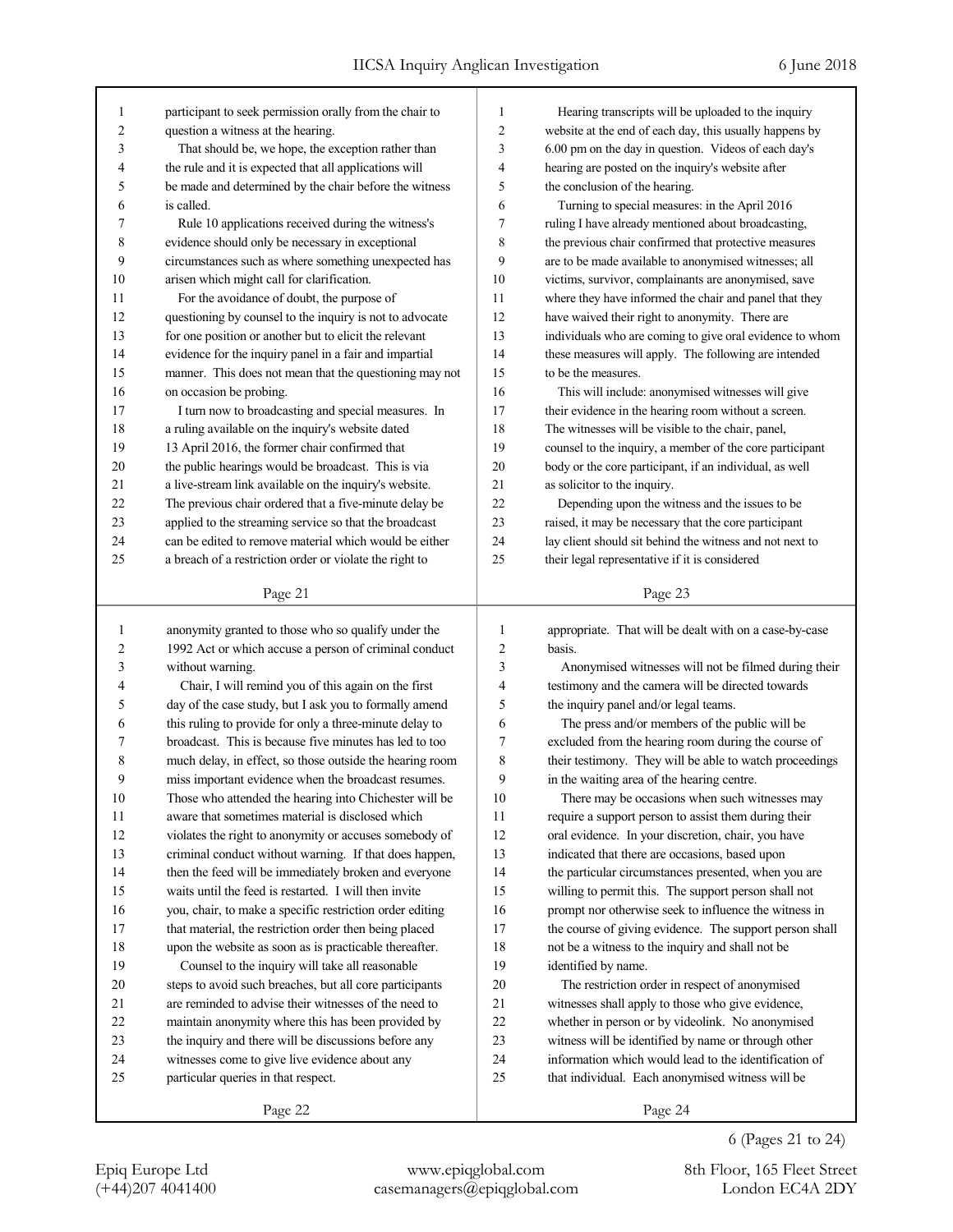participant to seek permission orally from the chair to question a witness at the hearing.

That should be, we hope, the exception rather than the rule and it is expected that all applications will be made and determined by the chair before the witness is called.

Rule 10 applications received during the witness's evidence should only be necessary in exceptional circumstances such as where something unexpected has arisen which might call for clarification.

For the avoidance of doubt, the purpose of questioning by counsel to the inquiry is not to advocate for one position or another but to elicit the relevant evidence for the inquiry panel in a fair and impartial manner. This does not mean that the questioning may not on occasion be probing.

I turn now to broadcasting and special measures. In a ruling available on the inquiry's website dated 13 April 2016, the former chair confirmed that the public hearings would be broadcast. This is via a live-stream link available on the inquiry's website. The previous chair ordered that a five-minute delay be applied to the streaming service so that the broadcast can be edited to remove material which would be either a breach of a restriction order or violate the right to anonymity granted to those who so qualify under the 1992 Act or which accuse a person of criminal conduct without warning.

Chair, I will remind you of this again on the first day of the case study, but I ask you to formally amend this ruling to provide for only a three-minute delay to broadcast. This is because five minutes has led to too much delay, in effect, so those outside the hearing room miss important evidence when the broadcast resumes. Those who attended the hearing into Chichester will be aware that sometimes material is disclosed which violates the right to anonymity or accuses somebody of criminal conduct without warning. If that does happen, then the feed will be immediately broken and everyone waits until the feed is restarted. I will then invite you, chair, to make a specific restriction order editing that material, the restriction order then being placed upon the website as soon as is practicable thereafter.

Counsel to the inquiry will take all reasonable steps to avoid such breaches, but all core participants are reminded to advise their witnesses of the need to maintain anonymity where this has been provided by the inquiry and there will be discussions before any witnesses come to give live evidence about any particular queries in that respect.

Hearing transcripts will be uploaded to the inquiry website at the end of each day, this usually happens by 6.00 pm on the day in question. Videos of each day's hearing are posted on the inquiry's website after the conclusion of the hearing.

Turning to special measures: in the April 2016 ruling I have already mentioned about broadcasting, the previous chair confirmed that protective measures are to be made available to anonymised witnesses; all victims, survivor, complainants are anonymised, save where they have informed the chair and panel that they have waived their right to anonymity. There are individuals who are coming to give oral evidence to whom these measures will apply. The following are intended to be the measures.

This will include: anonymised witnesses will give their evidence in the hearing room without a screen. The witnesses will be visible to the chair, panel, counsel to the inquiry, a member of the core participant body or the core participant, if an individual, as well as solicitor to the inquiry.

Depending upon the witness and the issues to be raised, it may be necessary that the core participant lay client should sit behind the witness and not next to their legal representative if it is considered appropriate. That will be dealt with on a case-by-case basis.

Anonymised witnesses will not be filmed during their testimony and the camera will be directed towards the inquiry panel and/or legal teams.

The press and/or members of the public will be excluded from the hearing room during the course of their testimony. They will be able to watch proceedings in the waiting area of the hearing centre.

There may be occasions when such witnesses may require a support person to assist them during their oral evidence. In your discretion, chair, you have indicated that there are occasions, based upon the particular circumstances presented, when you are willing to permit this. The support person shall not prompt nor otherwise seek to influence the witness in the course of giving evidence. The support person shall not be a witness to the inquiry and shall not be identified by name.

The restriction order in respect of anonymised witnesses shall apply to those who give evidence, whether in person or by videolink. No anonymised witness will be identified by name or through other information which would lead to the identification of that individual. Each anonymised witness will be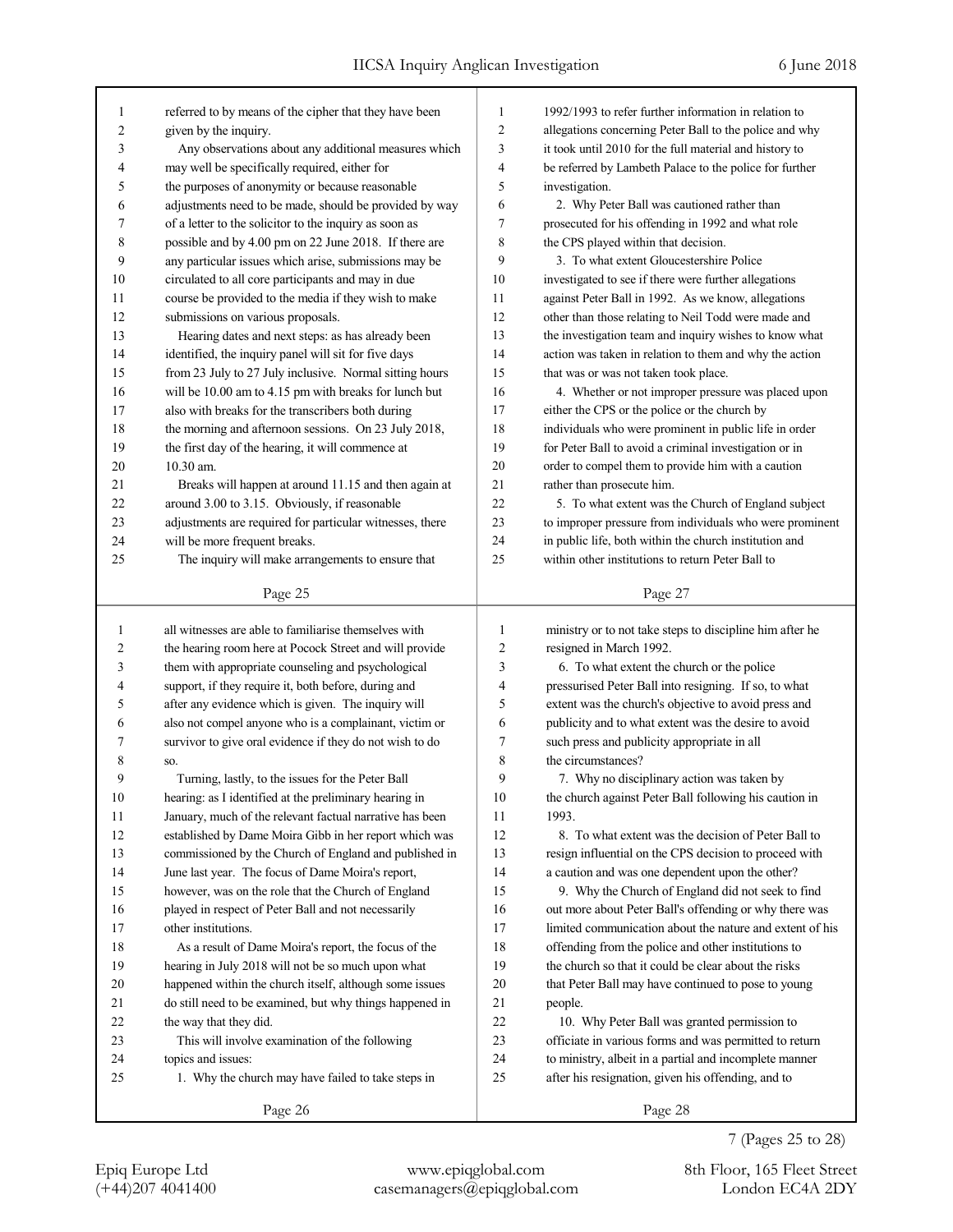referred to by means of the cipher that they have been given by the inquiry.

Any observations about any additional measures which may well be specifically required, either for the purposes of anonymity or because reasonable adjustments need to be made, should be provided by way of a letter to the solicitor to the inquiry as soon as possible and by 4.00 pm on 22 June 2018. If there are any particular issues which arise, submissions may be circulated to all core participants and may in due course be provided to the media if they wish to make submissions on various proposals.

Hearing dates and next steps: as has already been identified, the inquiry panel will sit for five days from 23 July to 27 July inclusive. Normal sitting hours will be 10.00 am to 4.15 pm with breaks for lunch but also with breaks for the transcribers both during the morning and afternoon sessions. On 23 July 2018, the first day of the hearing, it will commence at 10.30 am.

Breaks will happen at around 11.15 and then again at around 3.00 to 3.15. Obviously, if reasonable adjustments are required for particular witnesses, there will be more frequent breaks.

The inquiry will make arrangements to ensure that all witnesses are able to familiarise themselves with the hearing room here at Pocock Street and will provide them with appropriate counseling and psychological support, if they require it, both before, during and after any evidence which is given. The inquiry will also not compel anyone who is a complainant, victim or survivor to give oral evidence if they do not wish to do so.

Turning, lastly, to the issues for the Peter Ball hearing: as I identified at the preliminary hearing in January, much of the relevant factual narrative has been established by Dame Moira Gibb in her report which was commissioned by the Church of England and published in June last year. The focus of Dame Moira's report, however, was on the role that the Church of England played in respect of Peter Ball and not necessarily other institutions.

As a result of Dame Moira's report, the focus of the hearing in July 2018 will not be so much upon what happened within the church itself, although some issues do still need to be examined, but why things happened in the way that they did.

This will involve examination of the following topics and issues:

1. Why the church may have failed to take steps in 1992/1993 to refer further information in relation to allegations concerning Peter Ball to the police and why it took until 2010 for the full material and history to be referred by Lambeth Palace to the police for further investigation.

2. Why Peter Ball was cautioned rather than prosecuted for his offending in 1992 and what role the CPS played within that decision.

3. To what extent Gloucestershire Police investigated to see if there were further allegations against Peter Ball in 1992. As we know, allegations other than those relating to Neil Todd were made and the investigation team and inquiry wishes to know what action was taken in relation to them and why the action that was or was not taken took place.

4. Whether or not improper pressure was placed upon either the CPS or the police or the church by individuals who were prominent in public life in order for Peter Ball to avoid a criminal investigation or in order to compel them to provide him with a caution rather than prosecute him.

5. To what extent was the Church of England subject to improper pressure from individuals who were prominent in public life, both within the church institution and within other institutions to return Peter Ball to ministry or to not take steps to discipline him after he resigned in March 1992.

6. To what extent the church or the police pressurised Peter Ball into resigning. If so, to what extent was the church's objective to avoid press and publicity and to what extent was the desire to avoid such press and publicity appropriate in all the circumstances?

7. Why no disciplinary action was taken by the church against Peter Ball following his caution in 1993.

8. To what extent was the decision of Peter Ball to resign influential on the CPS decision to proceed with a caution and was one dependent upon the other?

9. Why the Church of England did not seek to find out more about Peter Ball's offending or why there was limited communication about the nature and extent of his offending from the police and other institutions to the church so that it could be clear about the risks that Peter Ball may have continued to pose to young people.

10. Why Peter Ball was granted permission to officiate in various forms and was permitted to return to ministry, albeit in a partial and incomplete manner after his resignation, given his offending, and to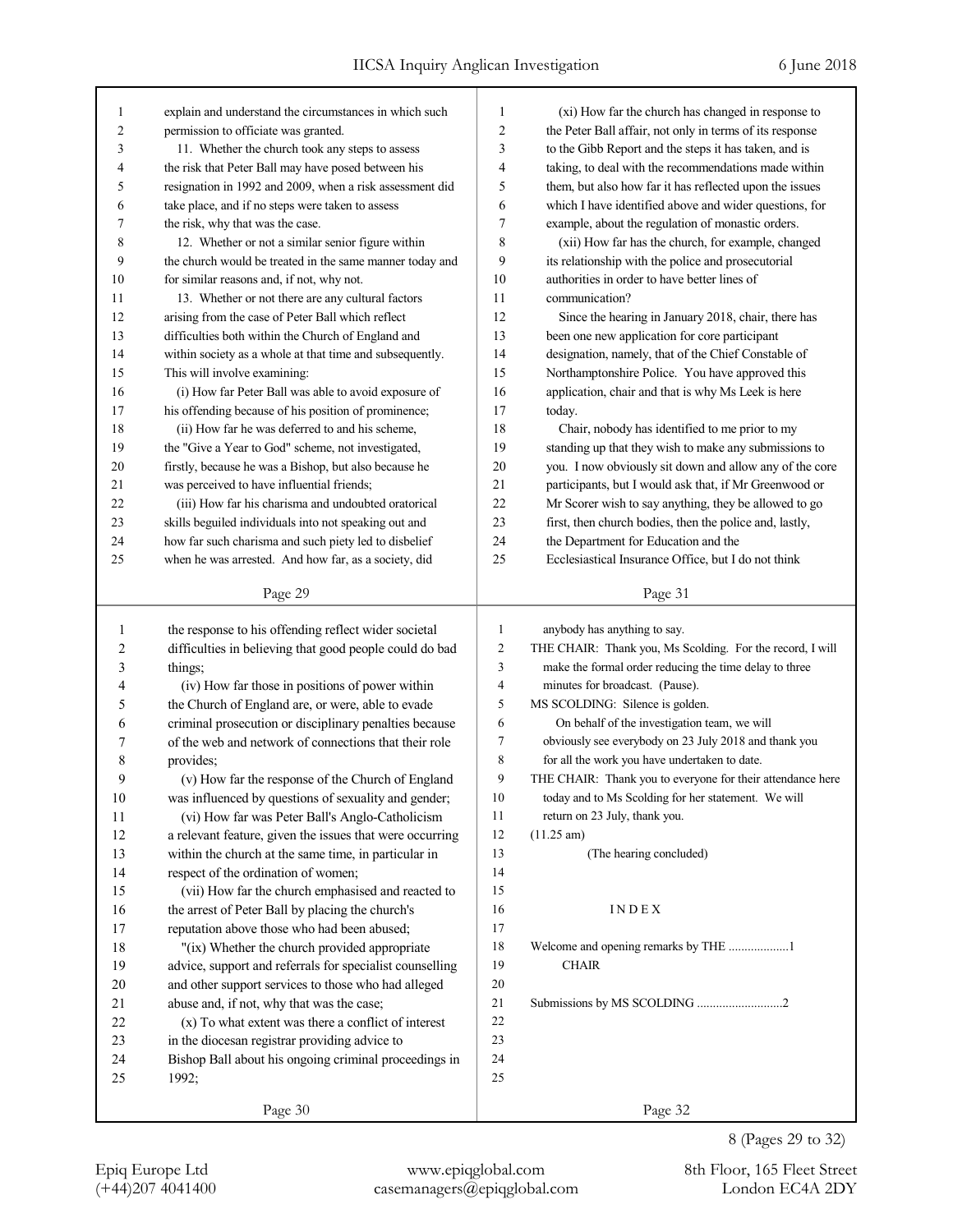explain and understand the circumstances in which such permission to officiate was granted.

11. Whether the church took any steps to assess the risk that Peter Ball may have posed between his resignation in 1992 and 2009, when a risk assessment did take place, and if no steps were taken to assess the risk, why that was the case.

12. Whether or not a similar senior figure within the church would be treated in the same manner today and for similar reasons and, if not, why not.

13. Whether or not there are any cultural factors arising from the case of Peter Ball which reflect difficulties both within the Church of England and within society as a whole at that time and subsequently. This will involve examining:

(i) How far Peter Ball was able to avoid exposure of his offending because of his position of prominence;

(ii) How far he was deferred to and his scheme, the "Give a Year to God" scheme, not investigated, firstly, because he was a Bishop, but also because he was perceived to have influential friends;

(iii) How far his charisma and undoubted oratorical skills beguiled individuals into not speaking out and how far such charisma and such piety led to disbelief when he was arrested. And how far, as a society, did the response to his offending reflect wider societal difficulties in believing that good people could do bad things;

(iv) How far those in positions of power within the Church of England are, or were, able to evade criminal prosecution or disciplinary penalties because of the web and network of connections that their role provides;

(v) How far the response of the Church of England was influenced by questions of sexuality and gender;

(vi) How far was Peter Ball's Anglo-Catholicism a relevant feature, given the issues that were occurring within the church at the same time, in particular in respect of the ordination of women;

(vii) How far the church emphasised and reacted to the arrest of Peter Ball by placing the church's reputation above those who had been abused;

"(ix) Whether the church provided appropriate advice, support and referrals for specialist counselling and other support services to those who had alleged abuse and, if not, why that was the case;

(x) To what extent was there a conflict of interest in the diocesan registrar providing advice to Bishop Ball about his ongoing criminal proceedings in 1992;

(xi) How far the church has changed in response to the Peter Ball affair, not only in terms of its response to the Gibb Report and the steps it has taken, and is taking, to deal with the recommendations made within them, but also how far it has reflected upon the issues which I have identified above and wider questions, for example, about the regulation of monastic orders.

(xii) How far has the church, for example, changed its relationship with the police and prosecutorial authorities in order to have better lines of communication?

Since the hearing in January 2018, chair, there has been one new application for core participant designation, namely, that of the Chief Constable of Northamptonshire Police. You have approved this application, chair and that is why Ms Leek is here today.

Chair, nobody has identified to me prior to my standing up that they wish to make any submissions to you. I now obviously sit down and allow any of the core participants, but I would ask that, if Mr Greenwood or Mr Scorer wish to say anything, they be allowed to go first, then church bodies, then the police and, lastly, the Department for Education and the Ecclesiastical Insurance Office, but I do not think anybody has anything to say.

THE CHAIR: Thank you, Ms Scolding. For the record, I will make the formal order reducing the time delay to three minutes for broadcast. (Pause).

MS SCOLDING: Silence is golden.

On behalf of the investigation team, we will obviously see everybody on 23 July 2018 and thank you for all the work you have undertaken to date.

THE CHAIR: Thank you to everyone for their attendance here today and to Ms Scolding for her statement. We will return on 23 July, thank you.

(11.25 am)

(The hearing concluded)

INDEX

Welcome and opening remarks by THE CHAIR ...................1

Submissions by MS SCOLDING ...........................2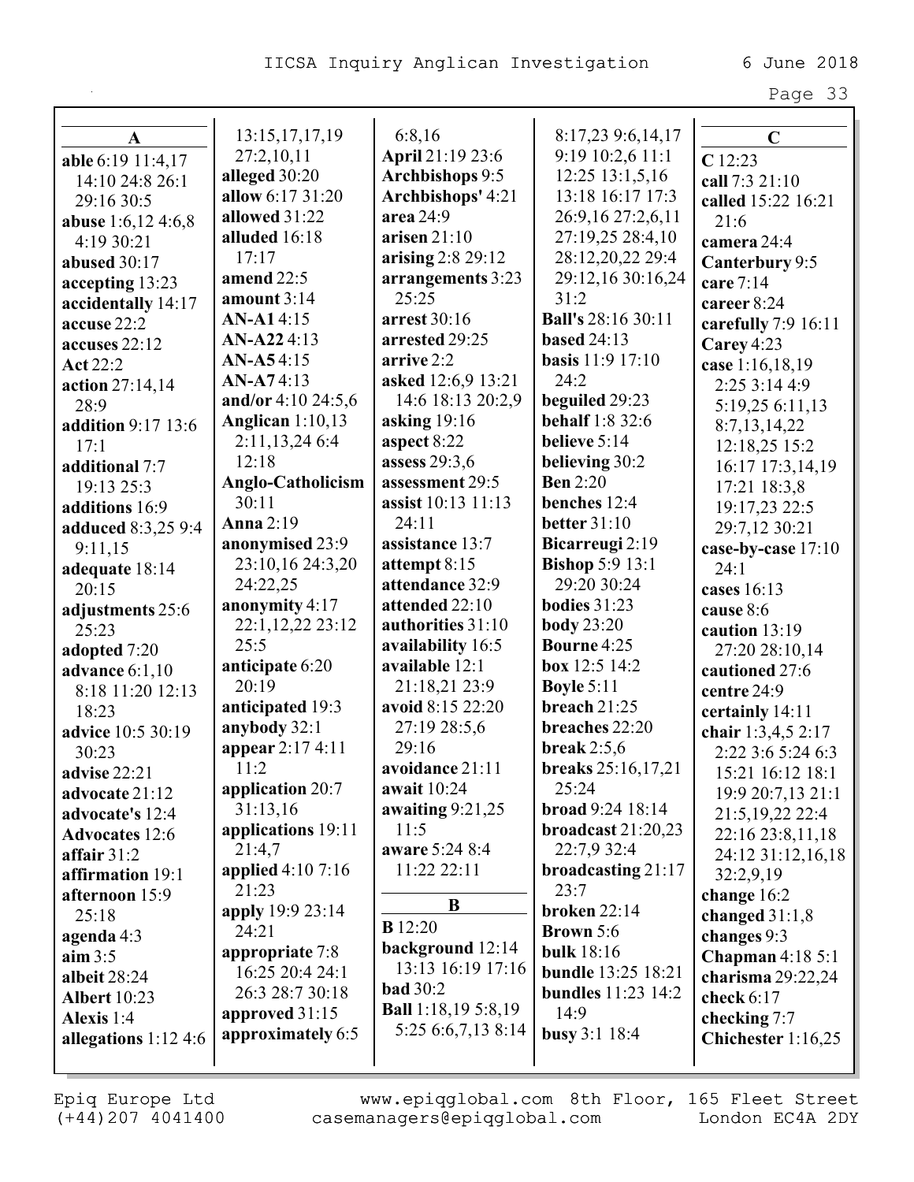## A

**able** 6:19 11:4,17 14:10 24:8 26:1 29:16 30:5
**abuse** 1:6,12 4:6,8 4:19 30:21
**abused** 30:17
**accepting** 13:23
**accidentally** 14:17
**accuse** 22:2
**accuses** 22:12
**Act** 22:2
**action** 27:14,14 28:9
**addition** 9:17 13:6 17:1
**additional** 7:7 19:13 25:3
**additions** 16:9
**adduced** 8:3,25 9:4 9:11,15
**adequate** 18:14 20:15
**adjustments** 25:6 25:23
**adopted** 7:20
**advance** 6:1,10 8:18 11:20 12:13 18:23
**advice** 10:5 30:19 30:23
**advise** 22:21
**advocate** 21:12
**advocate's** 12:4
**Advocates** 12:6
**affair** 31:2
**affirmation** 19:1
**afternoon** 15:9 25:18
**agenda** 4:3
**aim** 3:5
**albeit** 28:24
**Albert** 10:23
**Alexis** 1:4
**allegations** 1:12 4:6 13:15,17,17,19 27:2,10,11
**alleged** 30:20
**allow** 6:17 31:20
**allowed** 31:22
**alluded** 16:18 17:17
**amend** 22:5
**amount** 3:14
**AN-A1** 4:15
**AN-A22** 4:13
**AN-A5** 4:15
**AN-A7** 4:13
**and/or** 4:10 24:5,6
**Anglican** 1:10,13 2:11,13,24 6:4 12:18
**Anglo-Catholicism** 30:11
**Anna** 2:19
**anonymised** 23:9 23:10,16 24:3,20 24:22,25
**anonymity** 4:17 22:1,12,22 23:12 25:5
**anticipate** 6:20 20:19
**anticipated** 19:3
**anybody** 32:1
**appear** 2:17 4:11 11:2
**application** 20:7 31:13,16
**applications** 19:11 21:4,7
**applied** 4:10 7:16 21:23
**apply** 19:9 23:14 24:21
**appropriate** 7:8 16:25 20:4 24:1 26:3 28:7 30:18
**approved** 31:15
**approximately** 6:5 6:8,16
**April** 21:19 23:6
**Archbishops** 9:5
**Archbishops'** 4:21
**area** 24:9
**arisen** 21:10
**arising** 2:8 29:12
**arrangements** 3:23 25:25
**arrest** 30:16
**arrested** 29:25
**arrive** 2:2
**asked** 12:6,9 13:21 14:6 18:13 20:2,9
**asking** 19:16
**aspect** 8:22
**assess** 29:3,6
**assessment** 29:5
**assist** 10:13 11:13 24:11
**assistance** 13:7
**attempt** 8:15
**attendance** 32:9
**attended** 22:10
**authorities** 31:10
**availability** 16:5
**available** 12:1 21:18,21 23:9
**avoid** 8:15 22:20 27:19 28:5,6 29:16
**avoidance** 21:11
**await** 10:24
**awaiting** 9:21,25 11:5
**aware** 5:24 8:4 11:22 22:11

## B

**B** 12:20
**background** 12:14 13:13 16:19 17:16
**bad** 30:2
**Ball** 1:18,19 5:8,19 5:25 6:6,7,13 8:14 8:17,23 9:6,14,17 9:19 10:2,6 11:1 12:25 13:1,5,16 13:18 16:17 17:3 26:9,16 27:2,6,11 27:19,25 28:4,10 28:12,20,22 29:4 29:12,16 30:16,24 31:2
**Ball's** 28:16 30:11
**based** 24:13
**basis** 11:9 17:10 24:2
**beguiled** 29:23
**behalf** 1:8 32:6
**believe** 5:14
**believing** 30:2
**Ben** 2:20
**benches** 12:4
**better** 31:10
**Bicarreugi** 2:19
**Bishop** 5:9 13:1 29:20 30:24
**bodies** 31:23
**body** 23:20
**Bourne** 4:25
**box** 12:5 14:2
**Boyle** 5:11
**breach** 21:25
**breaches** 22:20
**break** 2:5,6
**breaks** 25:16,17,21 25:24
**broad** 9:24 18:14
**broadcast** 21:20,23 22:7,9 32:4
**broadcasting** 21:17 23:7
**broken** 22:14
**Brown** 5:6
**bulk** 18:16
**bundle** 13:25 18:21
**bundles** 11:23 14:2 14:9
**busy** 3:1 18:4

## C

**C** 12:23
**call** 7:3 21:10
**called** 15:22 16:21 21:6
**camera** 24:4
**Canterbury** 9:5
**care** 7:14
**career** 8:24
**carefully** 7:9 16:11
**Carey** 4:23
**case** 1:16,18,19 2:25 3:14 4:9 5:19,25 6:11,13 8:7,13,14,22 12:18,25 15:2 16:17 17:3,14,19 17:21 18:3,8 19:17,23 22:5 29:7,12 30:21
**case-by-case** 17:10 24:1
**cases** 16:13
**cause** 8:6
**caution** 13:19 27:20 28:10,14
**cautioned** 27:6
**centre** 24:9
**certainly** 14:11
**chair** 1:3,4,5 2:17 2:22 3:6 5:24 6:3 15:21 16:12 18:1 19:9 20:7,13 21:1 21:5,19,22 22:4 22:16 23:8,11,18 24:12 31:12,16,18 32:2,9,19
**change** 16:2
**changed** 31:1,8
**changes** 9:3
**Chapman** 4:18 5:1
**charisma** 29:22,24
**check** 6:17
**checking** 7:7
**Chichester** 1:16,25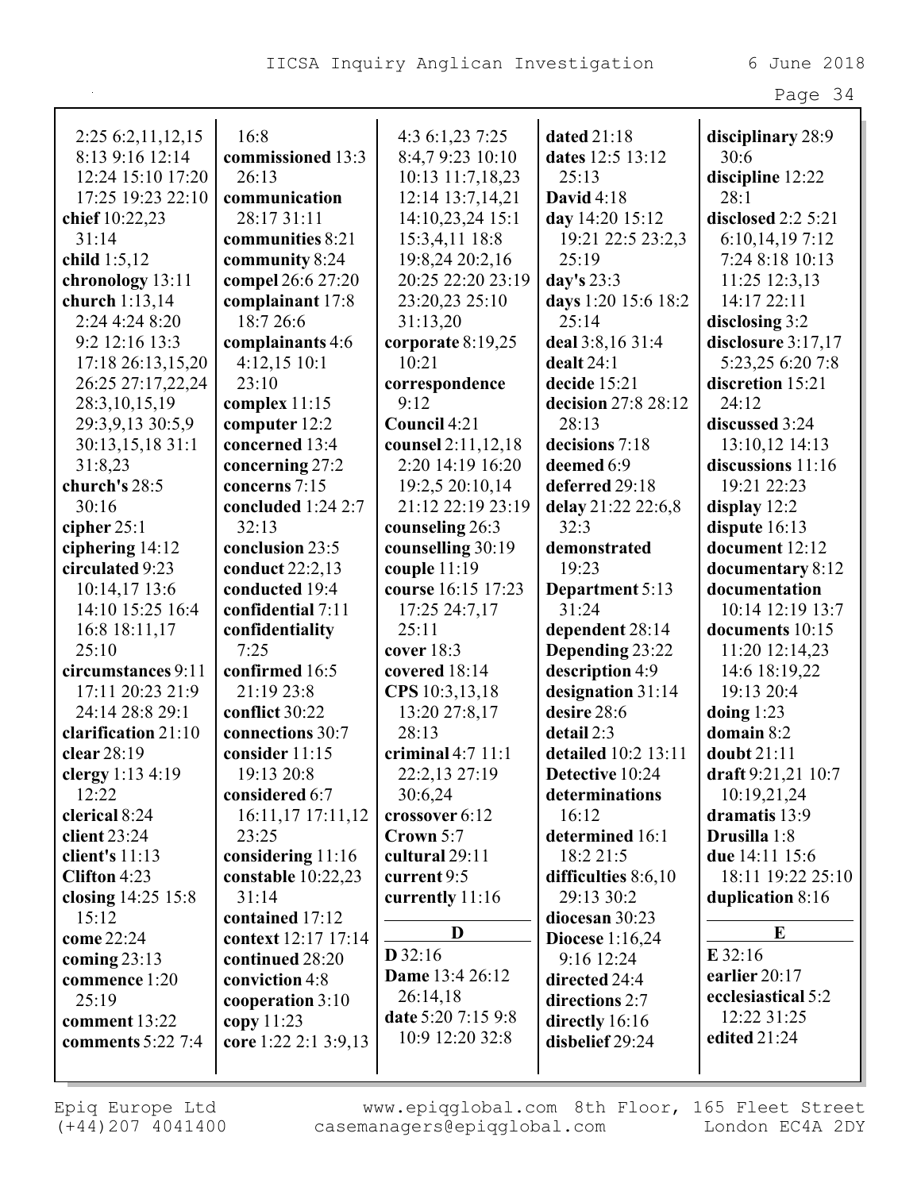2:25 6:2,11,12,15 8:13 9:16 12:14 12:24 15:10 17:20 17:25 19:23 22:10
**chief** 10:22,23 31:14
**child** 1:5,12
**chronology** 13:11
**church** 1:13,14 2:24 4:24 8:20 9:2 12:16 13:3 17:18 26:13,15,20 26:25 27:17,22,24 28:3,10,15,19 29:3,9,13 30:5,9 30:13,15,18 31:1 31:8,23
**church's** 28:5 30:16
**cipher** 25:1
**ciphering** 14:12
**circulated** 9:23 10:14,17 13:6 14:10 15:25 16:4 16:8 18:11,17 25:10
**circumstances** 9:11 17:11 20:23 21:9 24:14 28:8 29:1
**clarification** 21:10
**clear** 28:19
**clergy** 1:13 4:19 12:22
**clerical** 8:24
**client** 23:24
**client's** 11:13
**Clifton** 4:23
**closing** 14:25 15:8 15:12
**come** 22:24
**coming** 23:13
**commence** 1:20 25:19
**comment** 13:22
**comments** 5:22 7:4 16:8
**commissioned** 13:3 26:13
**communication** 28:17 31:11
**communities** 8:21
**community** 8:24
**compel** 26:6 27:20
**complainant** 17:8 18:7 26:6
**complainants** 4:6 4:12,15 10:1 23:10
**complex** 11:15
**computer** 12:2
**concerned** 13:4
**concerning** 27:2
**concerns** 7:15
**concluded** 1:24 2:7 32:13
**conclusion** 23:5
**conduct** 22:2,13
**conducted** 19:4
**confidential** 7:11
**confidentiality** 7:25
**confirmed** 16:5 21:19 23:8
**conflict** 30:22
**connections** 30:7
**consider** 11:15 19:13 20:8
**considered** 6:7 16:11,17 17:11,12 23:25
**considering** 11:16
**constable** 10:22,23 31:14
**contained** 17:12
**context** 12:17 17:14
**continued** 28:20
**conviction** 4:8
**cooperation** 3:10
**copy** 11:23
**core** 1:22 2:1 3:9,13 4:3 6:1,23 7:25 8:4,7 9:23 10:10 10:13 11:7,18,23 12:14 13:7,14,21 14:10,23,24 15:1 15:3,4,11 18:8 19:8,24 20:2,16 20:25 22:20 23:19 23:20,23 25:10 31:13,20
**corporate** 8:19,25 10:21
**correspondence** 9:12
**Council** 4:21
**counsel** 2:11,12,18 2:20 14:19 16:20 19:2,5 20:10,14 21:12 22:19 23:19
**counseling** 26:3
**counselling** 30:19
**couple** 11:19
**course** 16:15 17:23 17:25 24:7,17 25:11
**cover** 18:3
**covered** 18:14
**CPS** 10:3,13,18 13:20 27:8,17 28:13
**criminal** 4:7 11:1 22:2,13 27:19 30:6,24
**crossover** 6:12
**Crown** 5:7
**cultural** 29:11
**current** 9:5
**currently** 11:16

**D**

**D** 32:16
**Dame** 13:4 26:12 26:14,18
**date** 5:20 7:15 9:8 10:9 12:20 32:8
**dated** 21:18
**dates** 12:5 13:12 25:13
**David** 4:18
**day** 14:20 15:12 19:21 22:5 23:2,3 25:19
**day's** 23:3
**days** 1:20 15:6 18:2 25:14
**deal** 3:8,16 31:4
**dealt** 24:1
**decide** 15:21
**decision** 27:8 28:12 28:13
**decisions** 7:18
**deemed** 6:9
**deferred** 29:18
**delay** 21:22 22:6,8 32:3
**demonstrated** 19:23
**Department** 5:13 31:24
**dependent** 28:14
**Depending** 23:22
**description** 4:9
**designation** 31:14
**desire** 28:6
**detail** 2:3
**detailed** 10:2 13:11
**Detective** 10:24
**determinations** 16:12
**determined** 16:1 18:2 21:5
**difficulties** 8:6,10 29:13 30:2
**diocesan** 30:23
**Diocese** 1:16,24 9:16 12:24
**directed** 24:4
**directions** 2:7
**directly** 16:16
**disbelief** 29:24
**disciplinary** 28:9 30:6
**discipline** 12:22 28:1
**disclosed** 2:2 5:21 6:10,14,19 7:12 7:24 8:18 10:13 11:25 12:3,13 14:17 22:11
**disclosing** 3:2
**disclosure** 3:17,17 5:23,25 6:20 7:8
**discretion** 15:21 24:12
**discussed** 3:24 13:10,12 14:13
**discussions** 11:16 19:21 22:23
**display** 12:2
**dispute** 16:13
**document** 12:12
**documentary** 8:12
**documentation** 10:14 12:19 13:7
**documents** 10:15 11:20 12:14,23 14:6 18:19,22 19:13 20:4
**doing** 1:23
**domain** 8:2
**doubt** 21:11
**draft** 9:21,21 10:7 10:19,21,24
**dramatis** 13:9
**Drusilla** 1:8
**due** 14:11 15:6 18:11 19:22 25:10
**duplication** 8:16

**E**

**E** 32:16
**earlier** 20:17
**ecclesiastical** 5:2 12:22 31:25
**edited** 21:24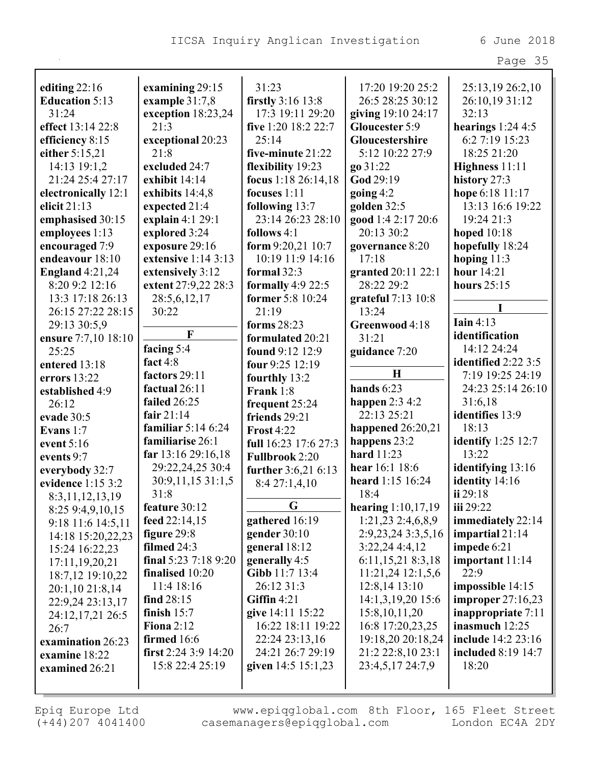**editing** 22:16
**Education** 5:13 31:24
**effect** 13:14 22:8
**efficiency** 8:15
**either** 5:15,21 14:13 19:1,2 21:24 25:4 27:17
**electronically** 12:1
**elicit** 21:13
**emphasised** 30:15
**employees** 1:13
**encouraged** 7:9
**endeavour** 18:10
**England** 4:21,24 8:20 9:2 12:16 13:3 17:18 26:13 26:15 27:22 28:15 29:13 30:5,9
**ensure** 7:7,10 18:10 25:25
**entered** 13:18
**errors** 13:22
**established** 4:9 26:12
**evade** 30:5
**Evans** 1:7
**event** 5:16
**events** 9:7
**everybody** 32:7
**evidence** 1:15 3:2 8:3,11,12,13,19 8:25 9:4,9,10,15 9:18 11:6 14:5,11 14:18 15:20,22,23 15:24 16:22,23 17:11,19,20,21 18:7,12 19:10,22 20:1,10 21:8,14 22:9,24 23:13,17 24:12,17,21 26:5 26:7
**examination** 26:23
**examine** 18:22
**examined** 26:21
**examining** 29:15
**example** 31:7,8
**exception** 18:23,24 21:3
**exceptional** 20:23 21:8
**excluded** 24:7
**exhibit** 14:14
**exhibits** 14:4,8
**expected** 21:4
**explain** 4:1 29:1
**explored** 3:24
**exposure** 29:16
**extensive** 1:14 3:13
**extensively** 3:12
**extent** 27:9,22 28:3 28:5,6,12,17 30:22

**F**

**facing** 5:4
**fact** 4:8
**factors** 29:11
**factual** 26:11
**failed** 26:25
**fair** 21:14
**familiar** 5:14 6:24
**familiarise** 26:1
**far** 13:16 29:16,18 29:22,24,25 30:4 30:9,11,15 31:1,5 31:8
**feature** 30:12
**feed** 22:14,15
**figure** 29:8
**filmed** 24:3
**final** 5:23 7:18 9:20
**finalised** 10:20 11:4 18:16
**find** 28:15
**finish** 15:7
**Fiona** 2:12
**firmed** 16:6
**first** 2:24 3:9 14:20 15:8 22:4 25:19 31:23
**firstly** 3:16 13:8 17:3 19:11 29:20
**five** 1:20 18:2 22:7 25:14
**five-minute** 21:22
**flexibility** 19:23
**focus** 1:18 26:14,18
**focuses** 1:11
**following** 13:7 23:14 26:23 28:10
**follows** 4:1
**form** 9:20,21 10:7 10:19 11:9 14:16
**formal** 32:3
**formally** 4:9 22:5
**former** 5:8 10:24 21:19
**forms** 28:23
**formulated** 20:21
**found** 9:12 12:9
**four** 9:25 12:19
**fourthly** 13:2
**Frank** 1:8
**frequent** 25:24
**friends** 29:21
**Frost** 4:22
**full** 16:23 17:6 27:3
**Fullbrook** 2:20
**further** 3:6,21 6:13 8:4 27:1,4,10

**G**

**gathered** 16:19
**gender** 30:10
**general** 18:12
**generally** 4:5
**Gibb** 11:7 13:4 26:12 31:3
**Giffin** 4:21
**give** 14:11 15:22 16:22 18:11 19:22 22:24 23:13,16 24:21 26:7 29:19
**given** 14:5 15:1,23 17:20 19:20 25:2 26:5 28:25 30:12
**giving** 19:10 24:17
**Gloucester** 5:9
**Gloucestershire** 5:12 10:22 27:9
**go** 31:22
**God** 29:19
**going** 4:2
**golden** 32:5
**good** 1:4 2:17 20:6 20:13 30:2
**governance** 8:20 17:18
**granted** 20:11 22:1 28:22 29:2
**grateful** 7:13 10:8 13:24
**Greenwood** 4:18 31:21
**guidance** 7:20

**H**

**hands** 6:23
**happen** 2:3 4:2 22:13 25:21
**happened** 26:20,21
**happens** 23:2
**hard** 11:23
**hear** 16:1 18:6
**heard** 1:15 16:24 18:4
**hearing** 1:10,17,19 1:21,23 2:4,6,8,9 2:9,23,24 3:3,5,16 3:22,24 4:4,12 6:11,15,21 8:3,18 11:21,24 12:1,5,6 12:8,14 13:10 14:1,3,19,20 15:6 15:8,10,11,20 16:8 17:20,23,25 19:18,20 20:18,24 21:2 22:8,10 23:1 23:4,5,17 24:7,9 25:13,19 26:2,10 26:10,19 31:12 32:13
**hearings** 1:24 4:5 6:2 7:19 15:23 18:25 21:20
**Highness** 11:11
**history** 27:3
**hope** 6:18 11:17 13:13 16:6 19:22 19:24 21:3
**hoped** 10:18
**hopefully** 18:24
**hoping** 11:3
**hour** 14:21
**hours** 25:15

**I**

**Iain** 4:13
**identification** 14:12 24:24
**identified** 2:22 3:5 7:19 19:25 24:19 24:23 25:14 26:10 31:6,18
**identifies** 13:9 18:13
**identify** 1:25 12:7 13:22
**identifying** 13:16
**identity** 14:16
**ii** 29:18
**iii** 29:22
**immediately** 22:14
**impartial** 21:14
**impede** 6:21
**important** 11:14 22:9
**impossible** 14:15
**improper** 27:16,23
**inappropriate** 7:11
**inasmuch** 12:25
**include** 14:2 23:16
**included** 8:19 14:7 18:20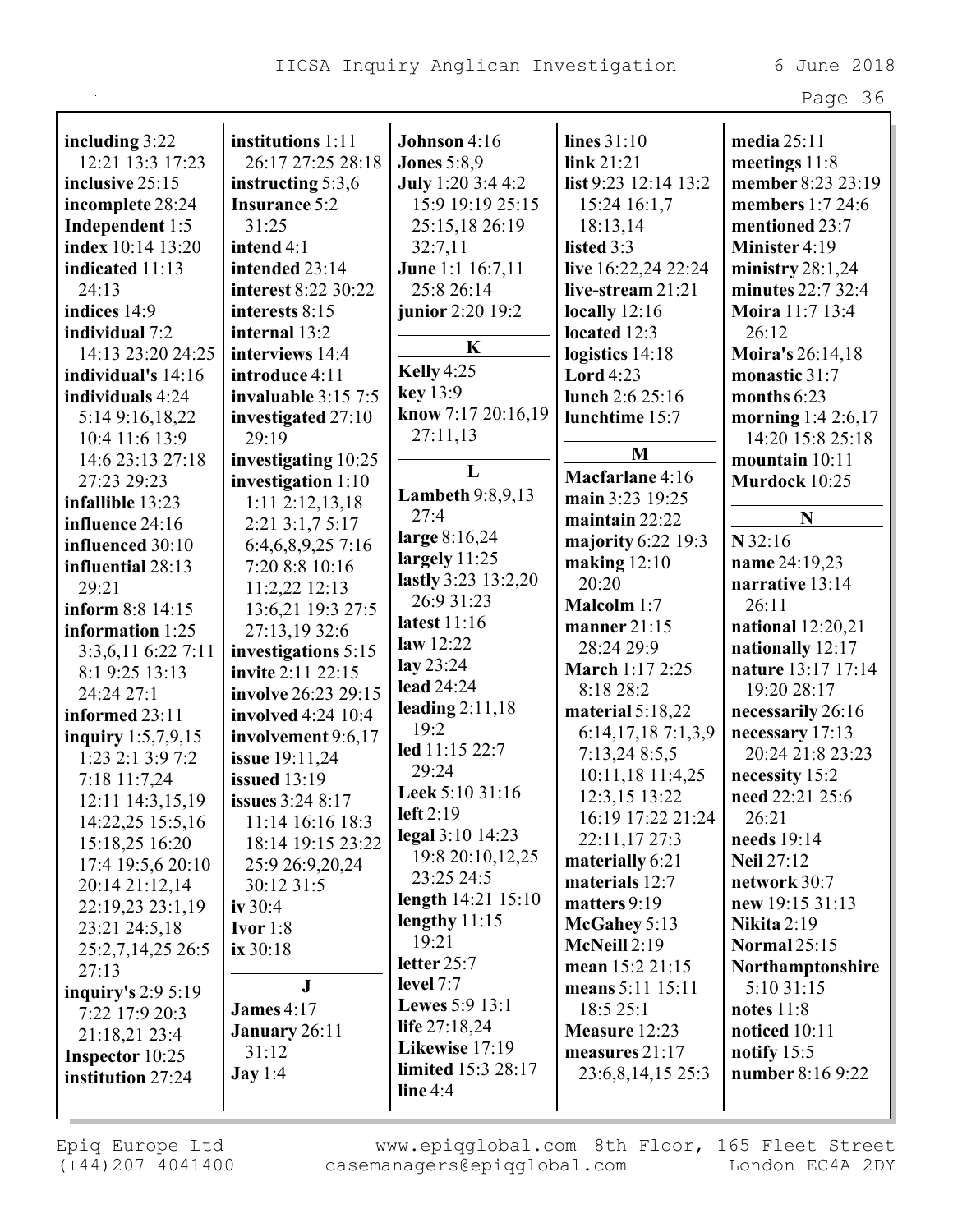**including** 3:22 12:21 13:3 17:23
**inclusive** 25:15
**incomplete** 28:24
**Independent** 1:5
**index** 10:14 13:20
**indicated** 11:13 24:13
**indices** 14:9
**individual** 7:2 14:13 23:20 24:25
**individual's** 14:16
**individuals** 4:24 5:14 9:16,18,22 10:4 11:6 13:9 14:6 23:13 27:18 27:23 29:23
**infallible** 13:23
**influence** 24:16
**influenced** 30:10
**influential** 28:13 29:21
**inform** 8:8 14:15
**information** 1:25 3:3,6,11 6:22 7:11 8:1 9:25 13:13 24:24 27:1
**informed** 23:11
**inquiry** 1:5,7,9,15 1:23 2:1 3:9 7:2 7:18 11:7,24 12:11 14:3,15,19 14:22,25 15:5,16 15:18,25 16:20 17:4 19:5,6 20:10 20:14 21:12,14 22:19,23 23:1,19 23:21 24:5,18 25:2,7,14,25 26:5 27:13
**inquiry's** 2:9 5:19 7:22 17:9 20:3 21:18,21 23:4
**Inspector** 10:25
**institution** 27:24
**institutions** 1:11 26:17 27:25 28:18
**instructing** 5:3,6
**Insurance** 5:2 31:25
**intend** 4:1
**intended** 23:14
**interest** 8:22 30:22
**interests** 8:15
**internal** 13:2
**interviews** 14:4
**introduce** 4:11
**invaluable** 3:15 7:5
**investigated** 27:10 29:19
**investigating** 10:25
**investigation** 1:10 1:11 2:12,13,18 2:21 3:1,7 5:17 6:4,6,8,9,25 7:16 7:20 8:8 10:16 11:2,22 12:13 13:6,21 19:3 27:5 27:13,19 32:6
**investigations** 5:15
**invite** 2:11 22:15
**involve** 26:23 29:15
**involved** 4:24 10:4
**involvement** 9:6,17
**issue** 19:11,24
**issued** 13:19
**issues** 3:24 8:17 11:14 16:16 18:3 18:14 19:15 23:22 25:9 26:9,20,24 30:12 31:5
**iv** 30:4
**Ivor** 1:8
**ix** 30:18

## J

**James** 4:17
**January** 26:11 31:12
**Jay** 1:4
**Johnson** 4:16
**Jones** 5:8,9
**July** 1:20 3:4 4:2 15:9 19:19 25:15 25:15,18 26:19 32:7,11
**June** 1:1 16:7,11 25:8 26:14
**junior** 2:20 19:2

## K

**Kelly** 4:25
**key** 13:9
**know** 7:17 20:16,19 27:11,13

## L

**Lambeth** 9:8,9,13 27:4
**large** 8:16,24
**largely** 11:25
**lastly** 3:23 13:2,20 26:9 31:23
**latest** 11:16
**law** 12:22
**lay** 23:24
**lead** 24:24
**leading** 2:11,18 19:2
**led** 11:15 22:7 29:24
**Leek** 5:10 31:16
**left** 2:19
**legal** 3:10 14:23 19:8 20:10,12,25 23:25 24:5
**length** 14:21 15:10
**lengthy** 11:15 19:21
**letter** 25:7
**level** 7:7
**Lewes** 5:9 13:1
**life** 27:18,24
**Likewise** 17:19
**limited** 15:3 28:17
**line** 4:4
**lines** 31:10
**link** 21:21
**list** 9:23 12:14 13:2 15:24 16:1,7 18:13,14
**listed** 3:3
**live** 16:22,24 22:24
**live-stream** 21:21
**locally** 12:16
**located** 12:3
**logistics** 14:18
**Lord** 4:23
**lunch** 2:6 25:16
**lunchtime** 15:7

## M

**Macfarlane** 4:16
**main** 3:23 19:25
**maintain** 22:22
**majority** 6:22 19:3
**making** 12:10 20:20
**Malcolm** 1:7
**manner** 21:15 28:24 29:9
**March** 1:17 2:25 8:18 28:2
**material** 5:18,22 6:14,17,18 7:1,3,9 7:13,24 8:5,5 10:11,18 11:4,25 12:3,15 13:22 16:19 17:22 21:24 22:11,17 27:3
**materially** 6:21
**materials** 12:7
**matters** 9:19
**McGahey** 5:13
**McNeill** 2:19
**mean** 15:2 21:15
**means** 5:11 15:11 18:5 25:1
**Measure** 12:23
**measures** 21:17 23:6,8,14,15 25:3
**media** 25:11
**meetings** 11:8
**member** 8:23 23:19
**members** 1:7 24:6
**mentioned** 23:7
**Minister** 4:19
**ministry** 28:1,24
**minutes** 22:7 32:4
**Moira** 11:7 13:4 26:12
**Moira's** 26:14,18
**monastic** 31:7
**months** 6:23
**morning** 1:4 2:6,17 14:20 15:8 25:18
**mountain** 10:11
**Murdock** 10:25

## N

**N** 32:16
**name** 24:19,23
**narrative** 13:14 26:11
**national** 12:20,21
**nationally** 12:17
**nature** 13:17 17:14 19:20 28:17
**necessarily** 26:16
**necessary** 17:13 20:24 21:8 23:23
**necessity** 15:2
**need** 22:21 25:6 26:21
**needs** 19:14
**Neil** 27:12
**network** 30:7
**new** 19:15 31:13
**Nikita** 2:19
**Normal** 25:15
**Northamptonshire** 5:10 31:15
**notes** 11:8
**noticed** 10:11
**notify** 15:5
**number** 8:16 9:22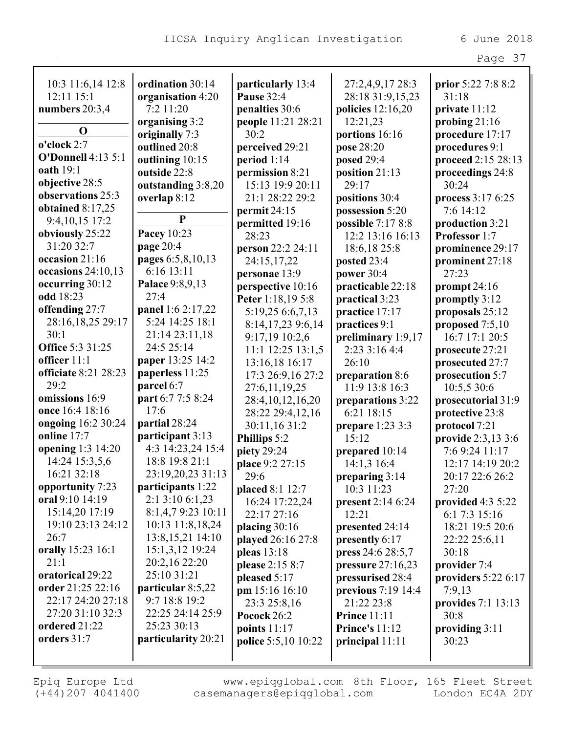10:3 11:6,14 12:8 12:11 15:1
**numbers** 20:3,4

**O**

**o'clock** 2:7
**O'Donnell** 4:13 5:1
**oath** 19:1
**objective** 28:5
**observations** 25:3
**obtained** 8:17,25 9:4,10,15 17:2
**obviously** 25:22 31:20 32:7
**occasion** 21:16
**occasions** 24:10,13
**occurring** 30:12
**odd** 18:23
**offending** 27:7 28:16,18,25 29:17 30:1
**Office** 5:3 31:25
**officer** 11:1
**officiate** 8:21 28:23 29:2
**omissions** 16:9
**once** 16:4 18:16
**ongoing** 16:2 30:24
**online** 17:7
**opening** 1:3 14:20 14:24 15:3,5,6 16:21 32:18
**opportunity** 7:23
**oral** 9:10 14:19 15:14,20 17:19 19:10 23:13 24:12 26:7
**orally** 15:23 16:1 21:1
**oratorical** 29:22
**order** 21:25 22:16 22:17 24:20 27:18 27:20 31:10 32:3
**ordered** 21:22
**orders** 31:7
**ordination** 30:14
**organisation** 4:20 7:2 11:20
**organising** 3:2
**originally** 7:3
**outlined** 20:8
**outlining** 10:15
**outside** 22:8
**outstanding** 3:8,20
**overlap** 8:12

**P**

**Pacey** 10:23
**page** 20:4
**pages** 6:5,8,10,13 6:16 13:11
**Palace** 9:8,9,13 27:4
**panel** 1:6 2:17,22 5:24 14:25 18:1 21:14 23:11,18 24:5 25:14
**paper** 13:25 14:2
**paperless** 11:25
**parcel** 6:7
**part** 6:7 7:5 8:24 17:6
**partial** 28:24
**participant** 3:13 4:3 14:23,24 15:4 18:8 19:8 21:1 23:19,20,23 31:13
**participants** 1:22 2:1 3:10 6:1,23 8:1,4,7 9:23 10:11 10:13 11:8,18,24 13:8,15,21 14:10 15:1,3,12 19:24 20:2,16 22:20 25:10 31:21
**particular** 8:5,22 9:7 18:8 19:2 22:25 24:14 25:9 25:23 30:13
**particularity** 20:21
**particularly** 13:4
**Pause** 32:4
**penalties** 30:6
**people** 11:21 28:21 30:2
**perceived** 29:21
**period** 1:14
**permission** 8:21 15:13 19:9 20:11 21:1 28:22 29:2
**permit** 24:15
**permitted** 19:16 28:23
**person** 22:2 24:11 24:15,17,22
**personae** 13:9
**perspective** 10:16
**Peter** 1:18,19 5:8 5:19,25 6:6,7,13 8:14,17,23 9:6,14 9:17,19 10:2,6 11:1 12:25 13:1,5 13:16,18 16:17 17:3 26:9,16 27:2 27:6,11,19,25 28:4,10,12,16,20 28:22 29:4,12,16 30:11,16 31:2
**Phillips** 5:2
**piety** 29:24
**place** 9:2 27:15 29:6
**placed** 8:1 12:7 16:24 17:22,24 22:17 27:16
**placing** 30:16
**played** 26:16 27:8
**pleas** 13:18
**please** 2:15 8:7
**pleased** 5:17
**pm** 15:16 16:10 23:3 25:8,16
**Pocock** 26:2
**points** 11:17
**police** 5:5,10 10:22 27:2,4,9,17 28:3 28:18 31:9,15,23
**policies** 12:16,20 12:21,23
**portions** 16:16
**pose** 28:20
**posed** 29:4
**position** 21:13 29:17
**positions** 30:4
**possession** 5:20
**possible** 7:17 8:8 12:2 13:16 16:13 18:6,18 25:8
**posted** 23:4
**power** 30:4
**practicable** 22:18
**practical** 3:23
**practice** 17:17
**practices** 9:1
**preliminary** 1:9,17 2:23 3:16 4:4 26:10
**preparation** 8:6 11:9 13:8 16:3
**preparations** 3:22 6:21 18:15
**prepare** 1:23 3:3 15:12
**prepared** 10:14 14:1,3 16:4
**preparing** 3:14 10:3 11:23
**present** 2:14 6:24 12:21
**presented** 24:14
**presently** 6:17
**press** 24:6 28:5,7
**pressure** 27:16,23
**pressurised** 28:4
**previous** 7:19 14:4 21:22 23:8
**Prince** 11:11
**Prince's** 11:12
**principal** 11:11
**prior** 5:22 7:8 8:2 31:18
**private** 11:12
**probing** 21:16
**procedure** 17:17
**procedures** 9:1
**proceed** 2:15 28:13
**proceedings** 24:8 30:24
**process** 3:17 6:25 7:6 14:12
**production** 3:21
**Professor** 1:7
**prominence** 29:17
**prominent** 27:18 27:23
**prompt** 24:16
**promptly** 3:12
**proposals** 25:12
**proposed** 7:5,10 16:7 17:1 20:5
**prosecute** 27:21
**prosecuted** 27:7
**prosecution** 5:7 10:5,5 30:6
**prosecutorial** 31:9
**protective** 23:8
**protocol** 7:21
**provide** 2:3,13 3:6 7:6 9:24 11:17 12:17 14:19 20:2 20:17 22:6 26:2 27:20
**provided** 4:3 5:22 6:1 7:3 15:16 18:21 19:5 20:6 22:22 25:6,11 30:18
**provider** 7:4
**providers** 5:22 6:17 7:9,13
**provides** 7:1 13:13 30:8
**providing** 3:11 30:23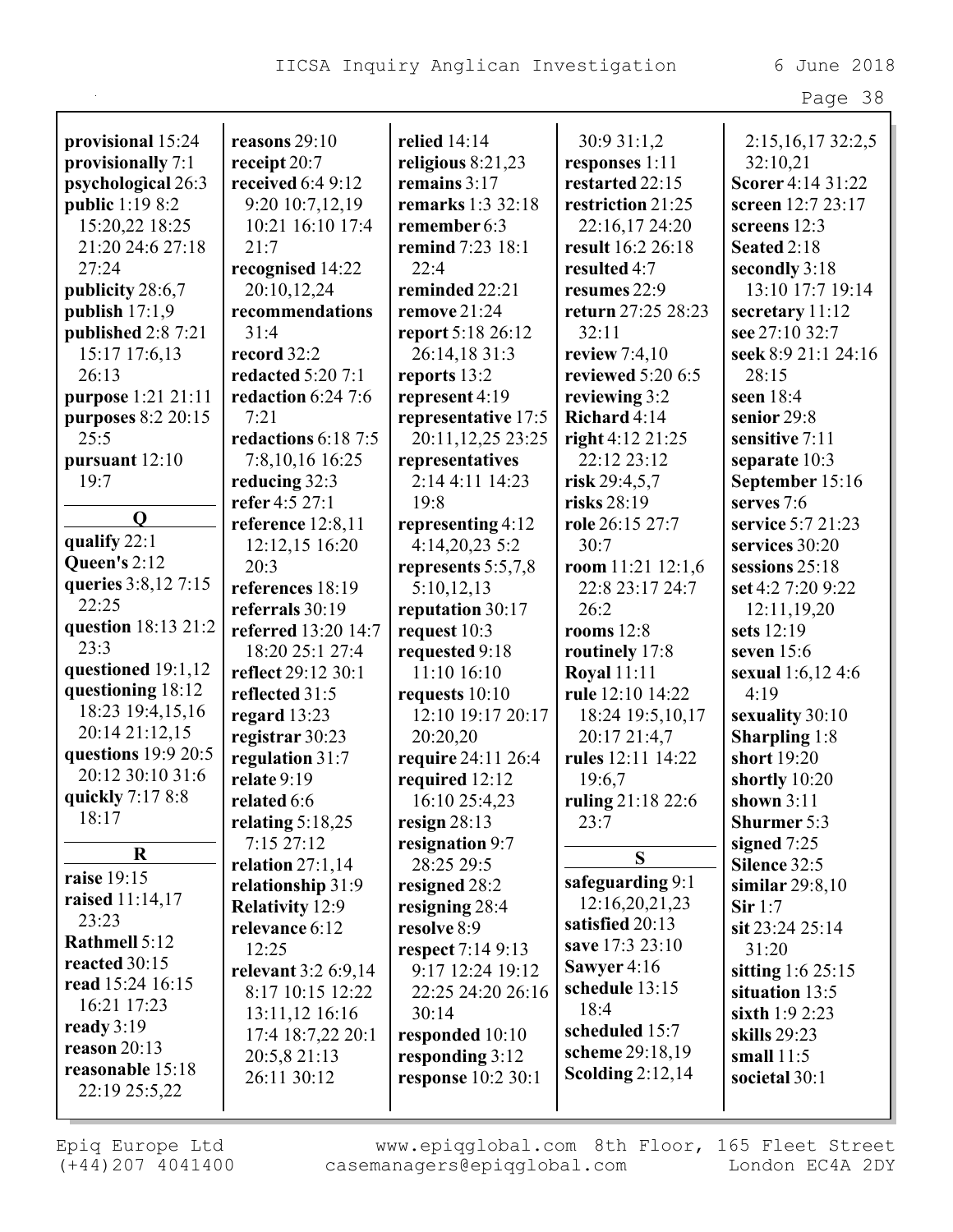**provisional** 15:24
**provisionally** 7:1
**psychological** 26:3
**public** 1:19 8:2 15:20,22 18:25 21:20 24:6 27:18 27:24
**publicity** 28:6,7
**publish** 17:1,9
**published** 2:8 7:21 15:17 17:6,13 26:13
**purpose** 1:21 21:11
**purposes** 8:2 20:15 25:5
**pursuant** 12:10 19:7

**Q**

**qualify** 22:1
**Queen's** 2:12
**queries** 3:8,12 7:15 22:25
**question** 18:13 21:2 23:3
**questioned** 19:1,12
**questioning** 18:12 18:23 19:4,15,16 20:14 21:12,15
**questions** 19:9 20:5 20:12 30:10 31:6
**quickly** 7:17 8:8 18:17

**R**

**raise** 19:15
**raised** 11:14,17 23:23
**Rathmell** 5:12
**reacted** 30:15
**read** 15:24 16:15 16:21 17:23
**ready** 3:19
**reason** 20:13
**reasonable** 15:18 22:19 25:5,22
**reasons** 29:10
**receipt** 20:7
**received** 6:4 9:12 9:20 10:7,12,19 10:21 16:10 17:4 21:7
**recognised** 14:22 20:10,12,24
**recommendations** 31:4
**record** 32:2
**redacted** 5:20 7:1
**redaction** 6:24 7:6 7:21
**redactions** 6:18 7:5 7:8,10,16 16:25
**reducing** 32:3
**refer** 4:5 27:1
**reference** 12:8,11 12:12,15 16:20 20:3
**references** 18:19
**referrals** 30:19
**referred** 13:20 14:7 18:20 25:1 27:4
**reflect** 29:12 30:1
**reflected** 31:5
**regard** 13:23
**registrar** 30:23
**regulation** 31:7
**relate** 9:19
**related** 6:6
**relating** 5:18,25 7:15 27:12
**relation** 27:1,14
**relationship** 31:9
**Relativity** 12:9
**relevance** 6:12 12:25
**relevant** 3:2 6:9,14 8:17 10:15 12:22 13:11,12 16:16 17:4 18:7,22 20:1 20:5,8 21:13 26:11 30:12
**relied** 14:14
**religious** 8:21,23
**remains** 3:17
**remarks** 1:3 32:18
**remember** 6:3
**remind** 7:23 18:1 22:4
**reminded** 22:21
**remove** 21:24
**report** 5:18 26:12 26:14,18 31:3
**reports** 13:2
**represent** 4:19
**representative** 17:5 20:11,12,25 23:25
**representatives** 2:14 4:11 14:23 19:8
**representing** 4:12 4:14,20,23 5:2
**represents** 5:5,7,8 5:10,12,13
**reputation** 30:17
**request** 10:3
**requested** 9:18 11:10 16:10
**requests** 10:10 12:10 19:17 20:17 20:20,20
**require** 24:11 26:4
**required** 12:12 16:10 25:4,23
**resign** 28:13
**resignation** 9:7 28:25 29:5
**resigned** 28:2
**resigning** 28:4
**resolve** 8:9
**respect** 7:14 9:13 9:17 12:24 19:12 22:25 24:20 26:16 30:14
**responded** 10:10
**responding** 3:12
**response** 10:2 30:1 30:9 31:1,2
**responses** 1:11
**restarted** 22:15
**restriction** 21:25 22:16,17 24:20
**result** 16:2 26:18
**resulted** 4:7
**resumes** 22:9
**return** 27:25 28:23 32:11
**review** 7:4,10
**reviewed** 5:20 6:5
**reviewing** 3:2
**Richard** 4:14
**right** 4:12 21:25 22:12 23:12
**risk** 29:4,5,7
**risks** 28:19
**role** 26:15 27:7 30:7
**room** 11:21 12:1,6 22:8 23:17 24:7 26:2
**rooms** 12:8
**routinely** 17:8
**Royal** 11:11
**rule** 12:10 14:22 18:24 19:5,10,17 20:17 21:4,7
**rules** 12:11 14:22 19:6,7
**ruling** 21:18 22:6 23:7

**S**

**safeguarding** 9:1 12:16,20,21,23
**satisfied** 20:13
**save** 17:3 23:10
**Sawyer** 4:16
**schedule** 13:15 18:4
**scheduled** 15:7
**scheme** 29:18,19
**Scolding** 2:12,14 2:15,16,17 32:2,5 32:10,21
**Scorer** 4:14 31:22
**screen** 12:7 23:17
**screens** 12:3
**Seated** 2:18
**secondly** 3:18 13:10 17:7 19:14
**secretary** 11:12
**see** 27:10 32:7
**seek** 8:9 21:1 24:16 28:15
**seen** 18:4
**senior** 29:8
**sensitive** 7:11
**separate** 10:3
**September** 15:16
**serves** 7:6
**service** 5:7 21:23
**services** 30:20
**sessions** 25:18
**set** 4:2 7:20 9:22 12:11,19,20
**sets** 12:19
**seven** 15:6
**sexual** 1:6,12 4:6 4:19
**sexuality** 30:10
**Sharpling** 1:8
**short** 19:20
**shortly** 10:20
**shown** 3:11
**Shurmer** 5:3
**signed** 7:25
**Silence** 32:5
**similar** 29:8,10
**Sir** 1:7
**sit** 23:24 25:14 31:20
**sitting** 1:6 25:15
**situation** 13:5
**sixth** 1:9 2:23
**skills** 29:23
**small** 11:5
**societal** 30:1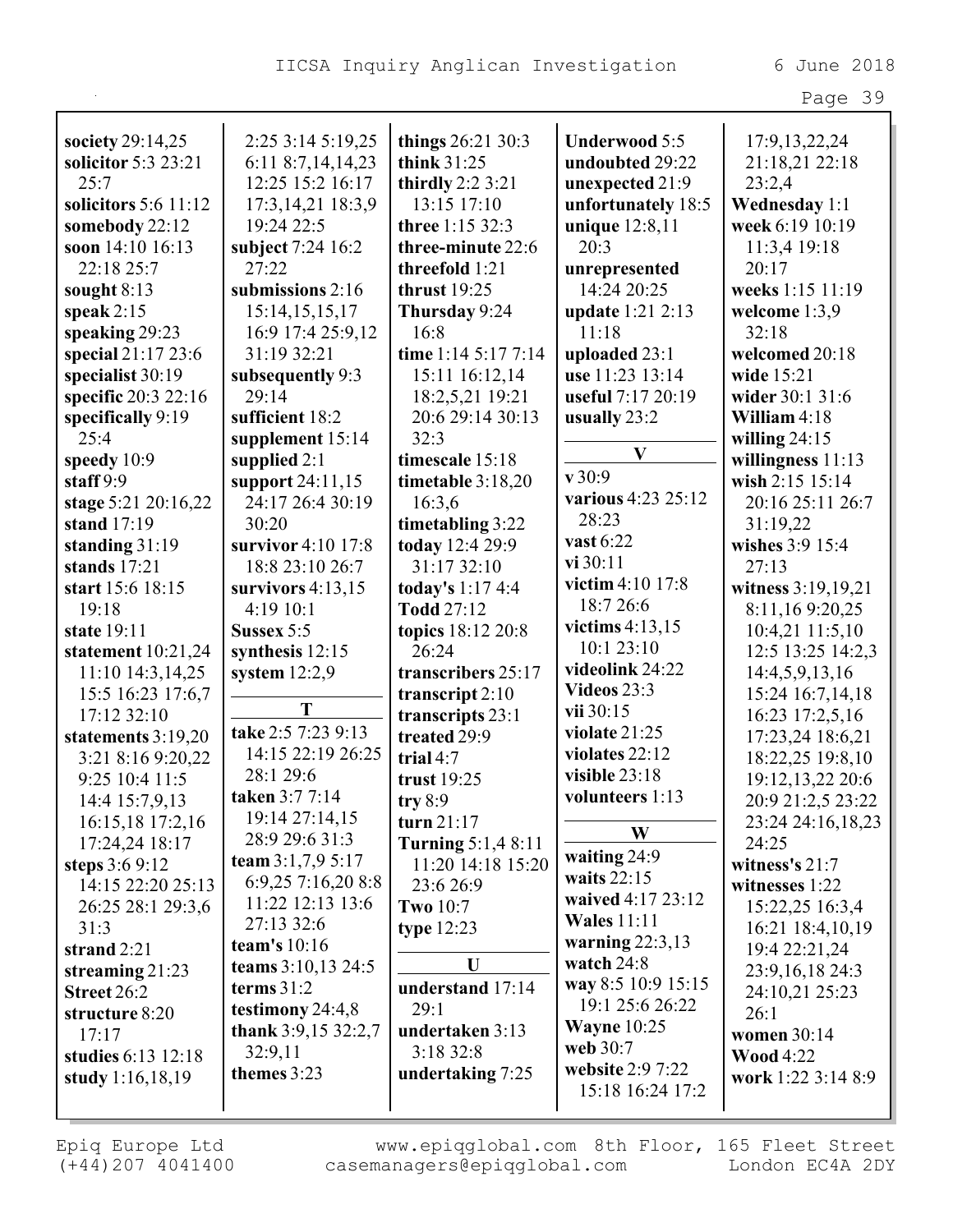**society** 29:14,25
**solicitor** 5:3 23:21 25:7
**solicitors** 5:6 11:12
**somebody** 22:12
**soon** 14:10 16:13 22:18 25:7
**sought** 8:13
**speak** 2:15
**speaking** 29:23
**special** 21:17 23:6
**specialist** 30:19
**specific** 20:3 22:16
**specifically** 9:19 25:4
**speedy** 10:9
**staff** 9:9
**stage** 5:21 20:16,22
**stand** 17:19
**standing** 31:19
**stands** 17:21
**start** 15:6 18:15 19:18
**state** 19:11
**statement** 10:21,24 11:10 14:3,14,25 15:5 16:23 17:6,7 17:12 32:10
**statements** 3:19,20 3:21 8:16 9:20,22 9:25 10:4 11:5 14:4 15:7,9,13 16:15,18 17:2,16 17:24,24 18:17
**steps** 3:6 9:12 14:15 22:20 25:13 26:25 28:1 29:3,6 31:3
**strand** 2:21
**streaming** 21:23
**Street** 26:2
**structure** 8:20 17:17
**studies** 6:13 12:18
**study** 1:16,18,19 2:25 3:14 5:19,25 6:11 8:7,14,14,23 12:25 15:2 16:17 17:3,14,21 18:3,9 19:24 22:5
**subject** 7:24 16:2 27:22
**submissions** 2:16 15:14,15,15,17 16:9 17:4 25:9,12 31:19 32:21
**subsequently** 9:3 29:14
**sufficient** 18:2
**supplement** 15:14
**supplied** 2:1
**support** 24:11,15 24:17 26:4 30:19 30:20
**survivor** 4:10 17:8 18:8 23:10 26:7
**survivors** 4:13,15 4:19 10:1
**Sussex** 5:5
**synthesis** 12:15
**system** 12:2,9

**T**

**take** 2:5 7:23 9:13 14:15 22:19 26:25 28:1 29:6
**taken** 3:7 7:14 19:14 27:14,15 28:9 29:6 31:3
**team** 3:1,7,9 5:17 6:9,25 7:16,20 8:8 11:22 12:13 13:6 27:13 32:6
**team's** 10:16
**teams** 3:10,13 24:5
**terms** 31:2
**testimony** 24:4,8
**thank** 3:9,15 32:2,7 32:9,11
**themes** 3:23
**things** 26:21 30:3
**think** 31:25
**thirdly** 2:2 3:21 13:15 17:10
**three** 1:15 32:3
**three-minute** 22:6
**threefold** 1:21
**thrust** 19:25
**Thursday** 9:24 16:8
**time** 1:14 5:17 7:14 15:11 16:12,14 18:2,5,21 19:21 20:6 29:14 30:13 32:3
**timescale** 15:18
**timetable** 3:18,20 16:3,6
**timetabling** 3:22
**today** 12:4 29:9 31:17 32:10
**today's** 1:17 4:4
**Todd** 27:12
**topics** 18:12 20:8 26:24
**transcribers** 25:17
**transcript** 2:10
**transcripts** 23:1
**treated** 29:9
**trial** 4:7
**trust** 19:25
**try** 8:9
**turn** 21:17
**Turning** 5:1,4 8:11 11:20 14:18 15:20 23:6 26:9
**Two** 10:7
**type** 12:23

**U**

**understand** 17:14 29:1
**undertaken** 3:13 3:18 32:8
**undertaking** 7:25
**Underwood** 5:5
**undoubted** 29:22
**unexpected** 21:9
**unfortunately** 18:5
**unique** 12:8,11 20:3
**unrepresented** 14:24 20:25
**update** 1:21 2:13 11:18
**uploaded** 23:1
**use** 11:23 13:14
**useful** 7:17 20:19
**usually** 23:2

**V**

**v** 30:9
**various** 4:23 25:12 28:23
**vast** 6:22
**vi** 30:11
**victim** 4:10 17:8 18:7 26:6
**victims** 4:13,15 10:1 23:10
**videolink** 24:22
**Videos** 23:3
**vii** 30:15
**violate** 21:25
**violates** 22:12
**visible** 23:18
**volunteers** 1:13

**W**

**waiting** 24:9
**waits** 22:15
**waived** 4:17 23:12
**Wales** 11:11
**warning** 22:3,13
**watch** 24:8
**way** 8:5 10:9 15:15 19:1 25:6 26:22
**Wayne** 10:25
**web** 30:7
**website** 2:9 7:22 15:18 16:24 17:2 17:9,13,22,24 21:18,21 22:18 23:2,4
**Wednesday** 1:1
**week** 6:19 10:19 11:3,4 19:18 20:17
**weeks** 1:15 11:19
**welcome** 1:3,9 32:18
**welcomed** 20:18
**wide** 15:21
**wider** 30:1 31:6
**William** 4:18
**willing** 24:15
**willingness** 11:13
**wish** 2:15 15:14 20:16 25:11 26:7 31:19,22
**wishes** 3:9 15:4 27:13
**witness** 3:19,19,21 8:11,16 9:20,25 10:4,21 11:5,10 12:5 13:25 14:2,3 14:4,5,9,13,16 15:24 16:7,14,18 16:23 17:2,5,16 17:23,24 18:6,21 18:22,25 19:8,10 19:12,13,22 20:6 20:9 21:2,5 23:22 23:24 24:16,18,23 24:25
**witness's** 21:7
**witnesses** 1:22 15:22,25 16:3,4 16:21 18:4,10,19 19:4 22:21,24 23:9,16,18 24:3 24:10,21 25:23 26:1
**women** 30:14
**Wood** 4:22
**work** 1:22 3:14 8:9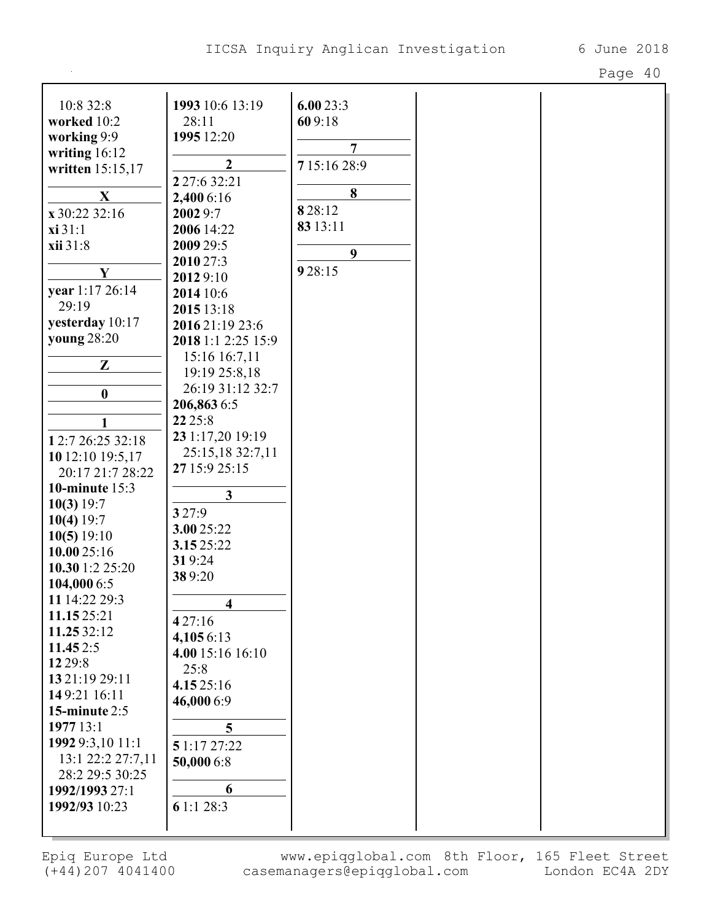10:8 32:8
**worked** 10:2
**working** 9:9
**writing** 16:12
**written** 15:15,17

**X**

**x** 30:22 32:16
**xi** 31:1
**xii** 31:8

**Y**

**year** 1:17 26:14 29:19
**yesterday** 10:17
**young** 28:20

**Z**

**0**

**1**

**1** 2:7 26:25 32:18
**10** 12:10 19:5,17 20:17 21:7 28:22
**10-minute** 15:3
**10(3)** 19:7
**10(4)** 19:7
**10(5)** 19:10
**10.00** 25:16
**10.30** 1:2 25:20
**104,000** 6:5
**11** 14:22 29:3
**11.15** 25:21
**11.25** 32:12
**11.45** 2:5
**12** 29:8
**13** 21:19 29:11
**14** 9:21 16:11
**15-minute** 2:5
**1977** 13:1
**1992** 9:3,10 11:1 13:1 22:2 27:7,11 28:2 29:5 30:25
**1992/1993** 27:1
**1992/93** 10:23
**1993** 10:6 13:19 28:11
**1995** 12:20

**2**

**2** 27:6 32:21
**2,400** 6:16
**2002** 9:7
**2006** 14:22
**2009** 29:5
**2010** 27:3
**2012** 9:10
**2014** 10:6
**2015** 13:18
**2016** 21:19 23:6
**2018** 1:1 2:25 15:9 15:16 16:7,11 19:19 25:8,18 26:19 31:12 32:7
**206,863** 6:5
**22** 25:8
**23** 1:17,20 19:19 25:15,18 32:7,11
**27** 15:9 25:15

**3**

**3** 27:9
**3.00** 25:22
**3.15** 25:22
**31** 9:24
**38** 9:20

**4**

**4** 27:16
**4,105** 6:13
**4.00** 15:16 16:10 25:8
**4.15** 25:16
**46,000** 6:9

**5**

**5** 1:17 27:22
**50,000** 6:8

**6**

**6** 1:1 28:3
**6.00** 23:3
**60** 9:18

**7**

**7** 15:16 28:9

**8**

**8** 28:12
**83** 13:11

**9**

**9** 28:15